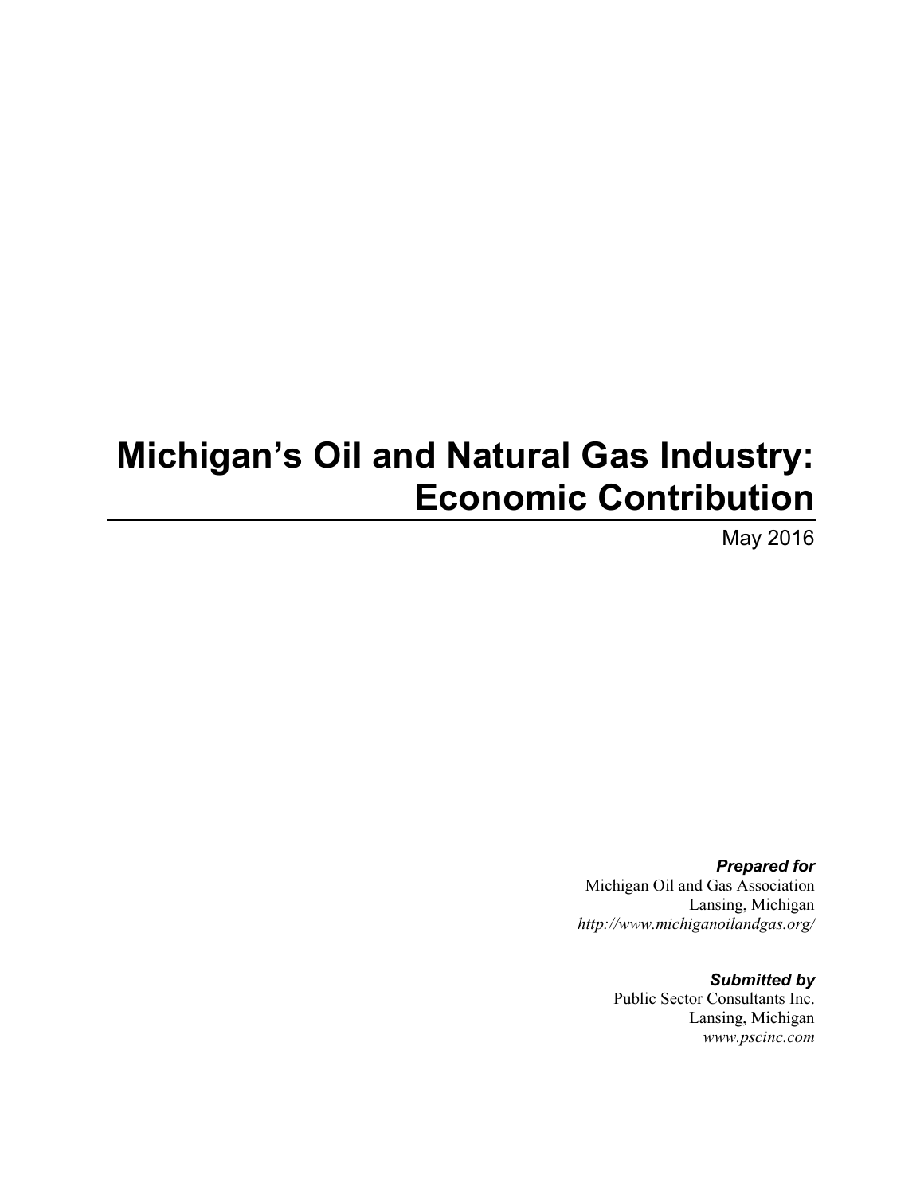# Michigan's Oil and Natural Gas Industry: Economic Contribution

May 2016

***Prepared for***

Michigan Oil and Gas Association
Lansing, Michigan
*http://www.michiganoilandgas.org/*

***Submitted by***

Public Sector Consultants Inc.
Lansing, Michigan
*www.pscinc.com*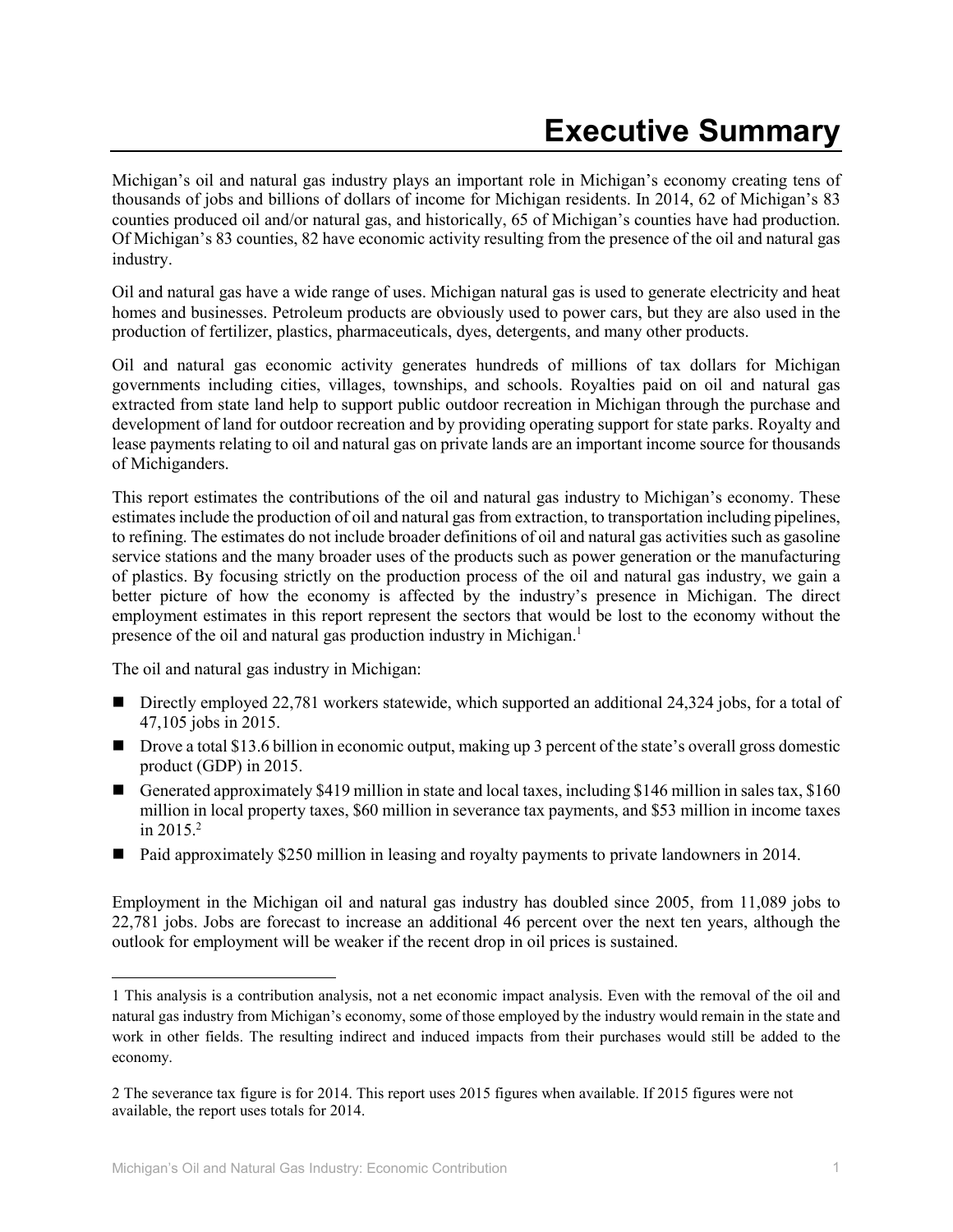# Executive Summary

Michigan's oil and natural gas industry plays an important role in Michigan's economy creating tens of thousands of jobs and billions of dollars of income for Michigan residents. In 2014, 62 of Michigan's 83 counties produced oil and/or natural gas, and historically, 65 of Michigan's counties have had production. Of Michigan's 83 counties, 82 have economic activity resulting from the presence of the oil and natural gas industry.

Oil and natural gas have a wide range of uses. Michigan natural gas is used to generate electricity and heat homes and businesses. Petroleum products are obviously used to power cars, but they are also used in the production of fertilizer, plastics, pharmaceuticals, dyes, detergents, and many other products.

Oil and natural gas economic activity generates hundreds of millions of tax dollars for Michigan governments including cities, villages, townships, and schools. Royalties paid on oil and natural gas extracted from state land help to support public outdoor recreation in Michigan through the purchase and development of land for outdoor recreation and by providing operating support for state parks. Royalty and lease payments relating to oil and natural gas on private lands are an important income source for thousands of Michiganders.

This report estimates the contributions of the oil and natural gas industry to Michigan's economy. These estimates include the production of oil and natural gas from extraction, to transportation including pipelines, to refining. The estimates do not include broader definitions of oil and natural gas activities such as gasoline service stations and the many broader uses of the products such as power generation or the manufacturing of plastics. By focusing strictly on the production process of the oil and natural gas industry, we gain a better picture of how the economy is affected by the industry's presence in Michigan. The direct employment estimates in this report represent the sectors that would be lost to the economy without the presence of the oil and natural gas production industry in Michigan.[1]

The oil and natural gas industry in Michigan:

- Directly employed 22,781 workers statewide, which supported an additional 24,324 jobs, for a total of 47,105 jobs in 2015.
- Drove a total $13.6 billion in economic output, making up 3 percent of the state's overall gross domestic product (GDP) in 2015.
- Generated approximately $419 million in state and local taxes, including $146 million in sales tax, $160 million in local property taxes, $60 million in severance tax payments, and $53 million in income taxes in 2015.[2]
- Paid approximately $250 million in leasing and royalty payments to private landowners in 2014.

Employment in the Michigan oil and natural gas industry has doubled since 2005, from 11,089 jobs to 22,781 jobs. Jobs are forecast to increase an additional 46 percent over the next ten years, although the outlook for employment will be weaker if the recent drop in oil prices is sustained.

---

1 This analysis is a contribution analysis, not a net economic impact analysis. Even with the removal of the oil and natural gas industry from Michigan's economy, some of those employed by the industry would remain in the state and work in other fields. The resulting indirect and induced impacts from their purchases would still be added to the economy.

2 The severance tax figure is for 2014. This report uses 2015 figures when available. If 2015 figures were not available, the report uses totals for 2014.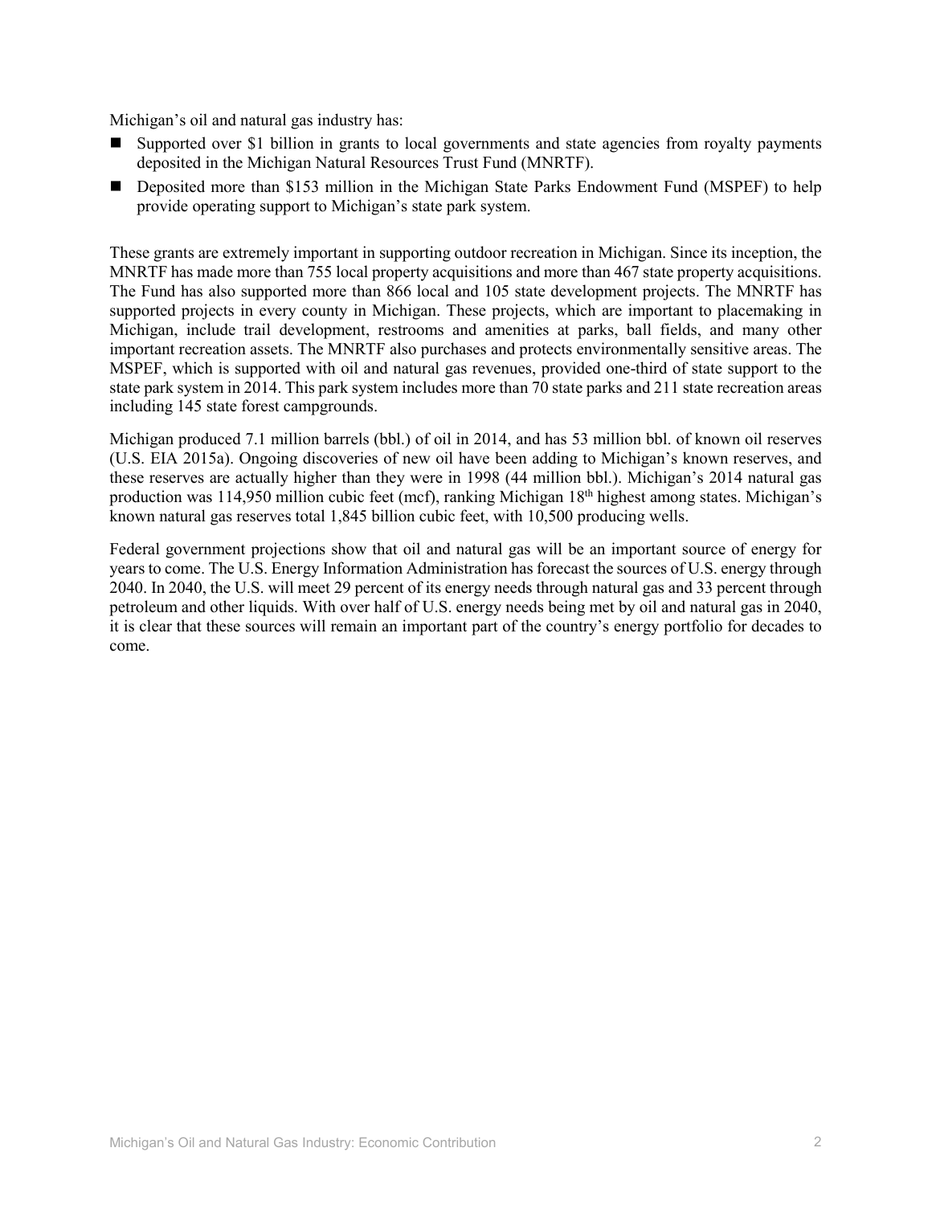Michigan's oil and natural gas industry has:

- Supported over $1 billion in grants to local governments and state agencies from royalty payments deposited in the Michigan Natural Resources Trust Fund (MNRTF).
- Deposited more than $153 million in the Michigan State Parks Endowment Fund (MSPEF) to help provide operating support to Michigan's state park system.

These grants are extremely important in supporting outdoor recreation in Michigan. Since its inception, the MNRTF has made more than 755 local property acquisitions and more than 467 state property acquisitions. The Fund has also supported more than 866 local and 105 state development projects. The MNRTF has supported projects in every county in Michigan. These projects, which are important to placemaking in Michigan, include trail development, restrooms and amenities at parks, ball fields, and many other important recreation assets. The MNRTF also purchases and protects environmentally sensitive areas. The MSPEF, which is supported with oil and natural gas revenues, provided one-third of state support to the state park system in 2014. This park system includes more than 70 state parks and 211 state recreation areas including 145 state forest campgrounds.

Michigan produced 7.1 million barrels (bbl.) of oil in 2014, and has 53 million bbl. of known oil reserves (U.S. EIA 2015a). Ongoing discoveries of new oil have been adding to Michigan's known reserves, and these reserves are actually higher than they were in 1998 (44 million bbl.). Michigan's 2014 natural gas production was 114,950 million cubic feet (mcf), ranking Michigan 18th highest among states. Michigan's known natural gas reserves total 1,845 billion cubic feet, with 10,500 producing wells.

Federal government projections show that oil and natural gas will be an important source of energy for years to come. The U.S. Energy Information Administration has forecast the sources of U.S. energy through 2040. In 2040, the U.S. will meet 29 percent of its energy needs through natural gas and 33 percent through petroleum and other liquids. With over half of U.S. energy needs being met by oil and natural gas in 2040, it is clear that these sources will remain an important part of the country's energy portfolio for decades to come.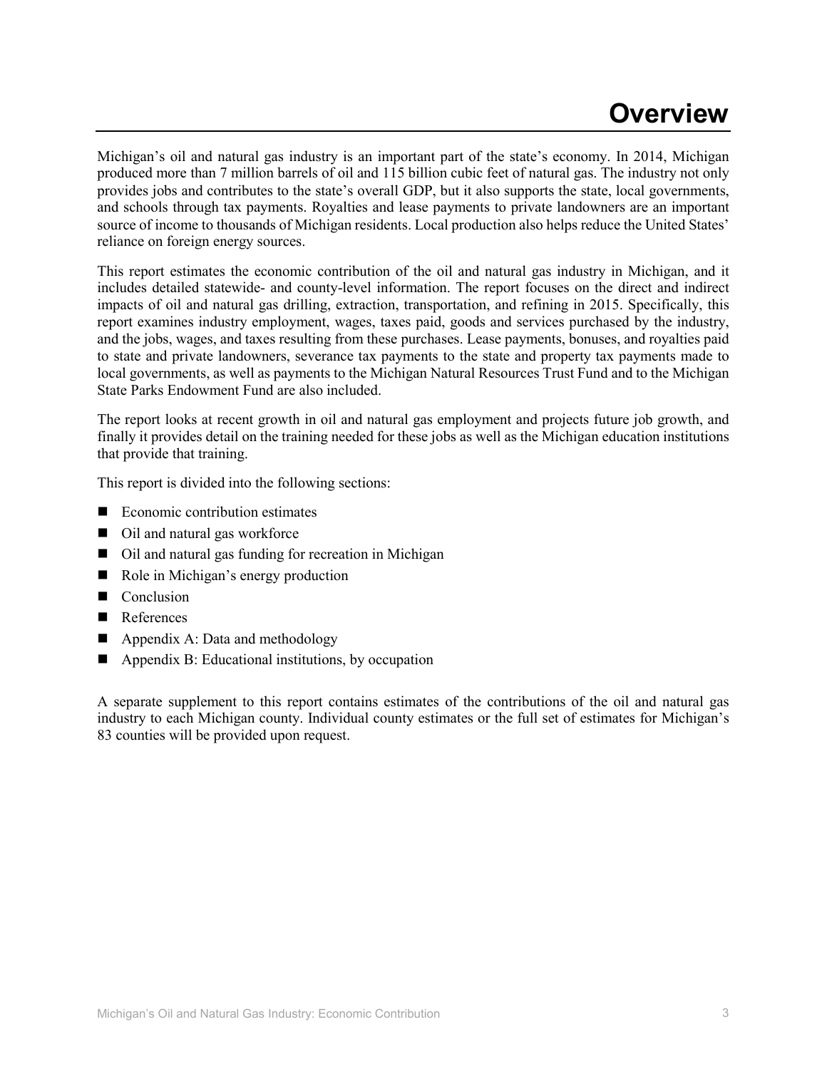# Overview

Michigan's oil and natural gas industry is an important part of the state's economy. In 2014, Michigan produced more than 7 million barrels of oil and 115 billion cubic feet of natural gas. The industry not only provides jobs and contributes to the state's overall GDP, but it also supports the state, local governments, and schools through tax payments. Royalties and lease payments to private landowners are an important source of income to thousands of Michigan residents. Local production also helps reduce the United States' reliance on foreign energy sources.

This report estimates the economic contribution of the oil and natural gas industry in Michigan, and it includes detailed statewide- and county-level information. The report focuses on the direct and indirect impacts of oil and natural gas drilling, extraction, transportation, and refining in 2015. Specifically, this report examines industry employment, wages, taxes paid, goods and services purchased by the industry, and the jobs, wages, and taxes resulting from these purchases. Lease payments, bonuses, and royalties paid to state and private landowners, severance tax payments to the state and property tax payments made to local governments, as well as payments to the Michigan Natural Resources Trust Fund and to the Michigan State Parks Endowment Fund are also included.

The report looks at recent growth in oil and natural gas employment and projects future job growth, and finally it provides detail on the training needed for these jobs as well as the Michigan education institutions that provide that training.

This report is divided into the following sections:

- Economic contribution estimates
- Oil and natural gas workforce
- Oil and natural gas funding for recreation in Michigan
- Role in Michigan's energy production
- Conclusion
- References
- Appendix A: Data and methodology
- Appendix B: Educational institutions, by occupation

A separate supplement to this report contains estimates of the contributions of the oil and natural gas industry to each Michigan county. Individual county estimates or the full set of estimates for Michigan's 83 counties will be provided upon request.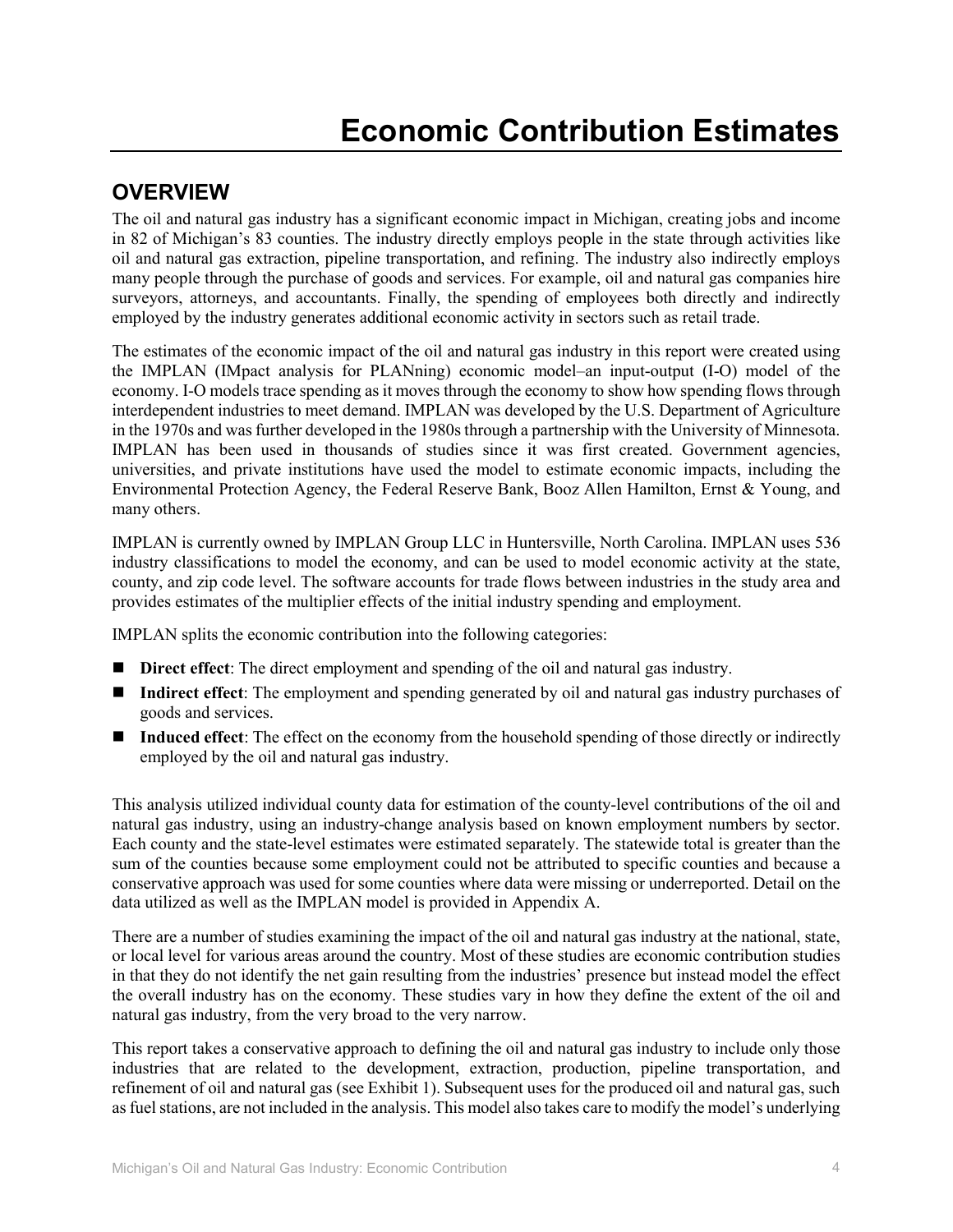# Economic Contribution Estimates

## OVERVIEW

The oil and natural gas industry has a significant economic impact in Michigan, creating jobs and income in 82 of Michigan's 83 counties. The industry directly employs people in the state through activities like oil and natural gas extraction, pipeline transportation, and refining. The industry also indirectly employs many people through the purchase of goods and services. For example, oil and natural gas companies hire surveyors, attorneys, and accountants. Finally, the spending of employees both directly and indirectly employed by the industry generates additional economic activity in sectors such as retail trade.

The estimates of the economic impact of the oil and natural gas industry in this report were created using the IMPLAN (IMpact analysis for PLANning) economic model–an input-output (I-O) model of the economy. I-O models trace spending as it moves through the economy to show how spending flows through interdependent industries to meet demand. IMPLAN was developed by the U.S. Department of Agriculture in the 1970s and was further developed in the 1980s through a partnership with the University of Minnesota. IMPLAN has been used in thousands of studies since it was first created. Government agencies, universities, and private institutions have used the model to estimate economic impacts, including the Environmental Protection Agency, the Federal Reserve Bank, Booz Allen Hamilton, Ernst & Young, and many others.

IMPLAN is currently owned by IMPLAN Group LLC in Huntersville, North Carolina. IMPLAN uses 536 industry classifications to model the economy, and can be used to model economic activity at the state, county, and zip code level. The software accounts for trade flows between industries in the study area and provides estimates of the multiplier effects of the initial industry spending and employment.

IMPLAN splits the economic contribution into the following categories:

- **Direct effect**: The direct employment and spending of the oil and natural gas industry.
- **Indirect effect**: The employment and spending generated by oil and natural gas industry purchases of goods and services.
- **Induced effect**: The effect on the economy from the household spending of those directly or indirectly employed by the oil and natural gas industry.

This analysis utilized individual county data for estimation of the county-level contributions of the oil and natural gas industry, using an industry-change analysis based on known employment numbers by sector. Each county and the state-level estimates were estimated separately. The statewide total is greater than the sum of the counties because some employment could not be attributed to specific counties and because a conservative approach was used for some counties where data were missing or underreported. Detail on the data utilized as well as the IMPLAN model is provided in Appendix A.

There are a number of studies examining the impact of the oil and natural gas industry at the national, state, or local level for various areas around the country. Most of these studies are economic contribution studies in that they do not identify the net gain resulting from the industries' presence but instead model the effect the overall industry has on the economy. These studies vary in how they define the extent of the oil and natural gas industry, from the very broad to the very narrow.

This report takes a conservative approach to defining the oil and natural gas industry to include only those industries that are related to the development, extraction, production, pipeline transportation, and refinement of oil and natural gas (see Exhibit 1). Subsequent uses for the produced oil and natural gas, such as fuel stations, are not included in the analysis. This model also takes care to modify the model's underlying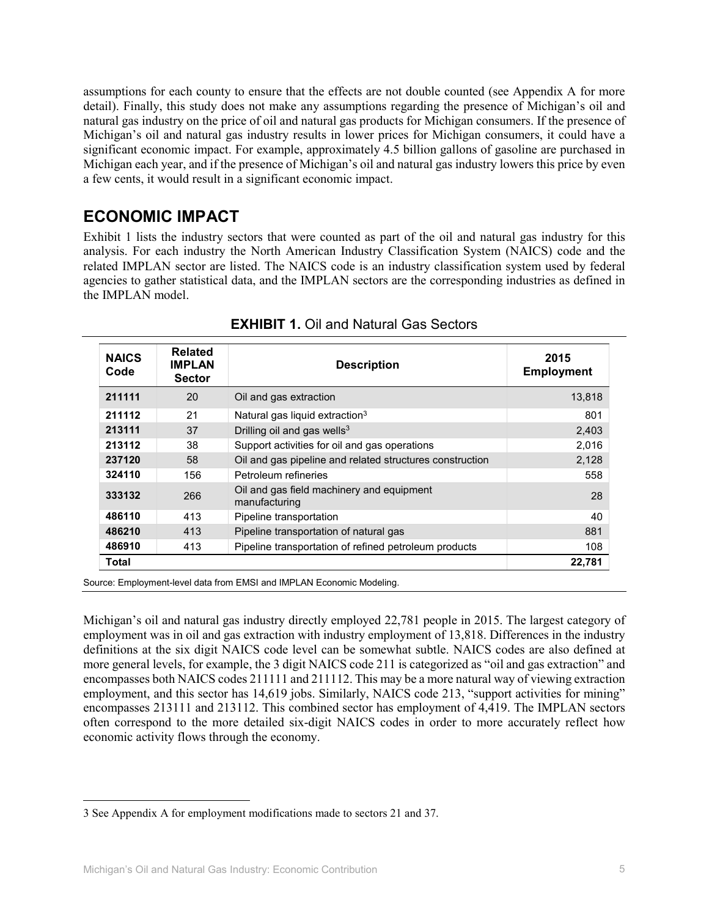assumptions for each county to ensure that the effects are not double counted (see Appendix A for more detail). Finally, this study does not make any assumptions regarding the presence of Michigan's oil and natural gas industry on the price of oil and natural gas products for Michigan consumers. If the presence of Michigan's oil and natural gas industry results in lower prices for Michigan consumers, it could have a significant economic impact. For example, approximately 4.5 billion gallons of gasoline are purchased in Michigan each year, and if the presence of Michigan's oil and natural gas industry lowers this price by even a few cents, it would result in a significant economic impact.

## ECONOMIC IMPACT

Exhibit 1 lists the industry sectors that were counted as part of the oil and natural gas industry for this analysis. For each industry the North American Industry Classification System (NAICS) code and the related IMPLAN sector are listed. The NAICS code is an industry classification system used by federal agencies to gather statistical data, and the IMPLAN sectors are the corresponding industries as defined in the IMPLAN model.

**EXHIBIT 1.** Oil and Natural Gas Sectors

| NAICS Code | Related IMPLAN Sector | Description | 2015 Employment |
|---|---|---|---|
| **211111** | 20 | Oil and gas extraction | 13,818 |
| **211112** | 21 | Natural gas liquid extraction[3] | 801 |
| **213111** | 37 | Drilling oil and gas wells[3] | 2,403 |
| **213112** | 38 | Support activities for oil and gas operations | 2,016 |
| **237120** | 58 | Oil and gas pipeline and related structures construction | 2,128 |
| **324110** | 156 | Petroleum refineries | 558 |
| **333132** | 266 | Oil and gas field machinery and equipment manufacturing | 28 |
| **486110** | 413 | Pipeline transportation | 40 |
| **486210** | 413 | Pipeline transportation of natural gas | 881 |
| **486910** | 413 | Pipeline transportation of refined petroleum products | 108 |
| **Total** | | | **22,781** |

Source: Employment-level data from EMSI and IMPLAN Economic Modeling.

Michigan's oil and natural gas industry directly employed 22,781 people in 2015. The largest category of employment was in oil and gas extraction with industry employment of 13,818. Differences in the industry definitions at the six digit NAICS code level can be somewhat subtle. NAICS codes are also defined at more general levels, for example, the 3 digit NAICS code 211 is categorized as "oil and gas extraction" and encompasses both NAICS codes 211111 and 211112. This may be a more natural way of viewing extraction employment, and this sector has 14,619 jobs. Similarly, NAICS code 213, "support activities for mining" encompasses 213111 and 213112. This combined sector has employment of 4,419. The IMPLAN sectors often correspond to the more detailed six-digit NAICS codes in order to more accurately reflect how economic activity flows through the economy.

3 See Appendix A for employment modifications made to sectors 21 and 37.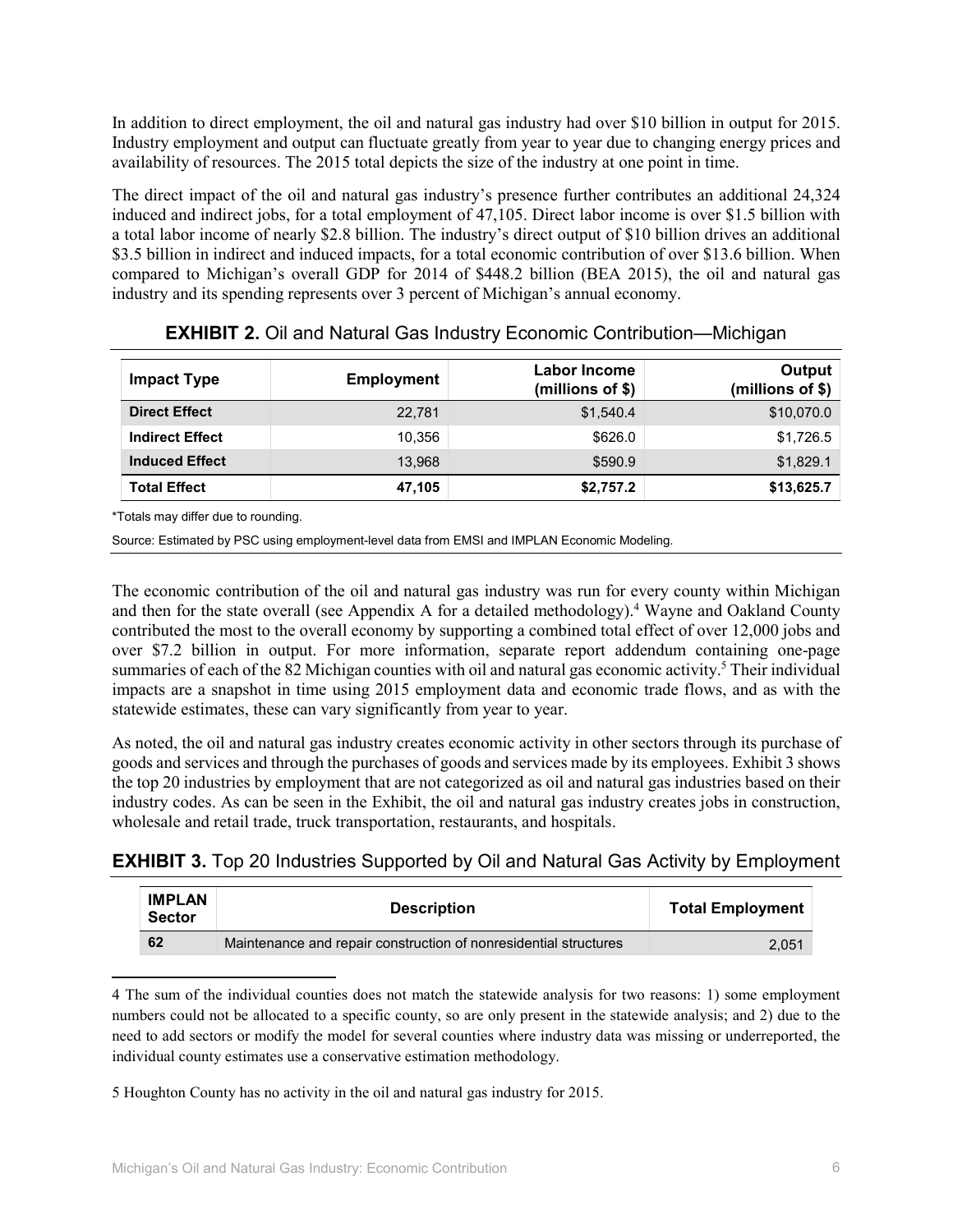In addition to direct employment, the oil and natural gas industry had over $10 billion in output for 2015. Industry employment and output can fluctuate greatly from year to year due to changing energy prices and availability of resources. The 2015 total depicts the size of the industry at one point in time.

The direct impact of the oil and natural gas industry's presence further contributes an additional 24,324 induced and indirect jobs, for a total employment of 47,105. Direct labor income is over $1.5 billion with a total labor income of nearly $2.8 billion. The industry's direct output of $10 billion drives an additional $3.5 billion in indirect and induced impacts, for a total economic contribution of over $13.6 billion. When compared to Michigan's overall GDP for 2014 of $448.2 billion (BEA 2015), the oil and natural gas industry and its spending represents over 3 percent of Michigan's annual economy.

**EXHIBIT 2.** Oil and Natural Gas Industry Economic Contribution—Michigan

| Impact Type | Employment | Labor Income (millions of $) | Output (millions of $) |
|---|---|---|---|
| **Direct Effect** | 22,781 | $1,540.4 | $10,070.0 |
| **Indirect Effect** | 10,356 | $626.0 | $1,726.5 |
| **Induced Effect** | 13,968 | $590.9 | $1,829.1 |
| **Total Effect** | **47,105** | **$2,757.2** | **$13,625.7** |

*Totals may differ due to rounding.

Source: Estimated by PSC using employment-level data from EMSI and IMPLAN Economic Modeling.

The economic contribution of the oil and natural gas industry was run for every county within Michigan and then for the state overall (see Appendix A for a detailed methodology).[4] Wayne and Oakland County contributed the most to the overall economy by supporting a combined total effect of over 12,000 jobs and over $7.2 billion in output. For more information, separate report addendum containing one-page summaries of each of the 82 Michigan counties with oil and natural gas economic activity.[5] Their individual impacts are a snapshot in time using 2015 employment data and economic trade flows, and as with the statewide estimates, these can vary significantly from year to year.

As noted, the oil and natural gas industry creates economic activity in other sectors through its purchase of goods and services and through the purchases of goods and services made by its employees. Exhibit 3 shows the top 20 industries by employment that are not categorized as oil and natural gas industries based on their industry codes. As can be seen in the Exhibit, the oil and natural gas industry creates jobs in construction, wholesale and retail trade, truck transportation, restaurants, and hospitals.

**EXHIBIT 3.** Top 20 Industries Supported by Oil and Natural Gas Activity by Employment

| IMPLAN Sector | Description | Total Employment |
|---|---|---|
| **62** | Maintenance and repair construction of nonresidential structures | 2,051 |

4 The sum of the individual counties does not match the statewide analysis for two reasons: 1) some employment numbers could not be allocated to a specific county, so are only present in the statewide analysis; and 2) due to the need to add sectors or modify the model for several counties where industry data was missing or underreported, the individual county estimates use a conservative estimation methodology.

5 Houghton County has no activity in the oil and natural gas industry for 2015.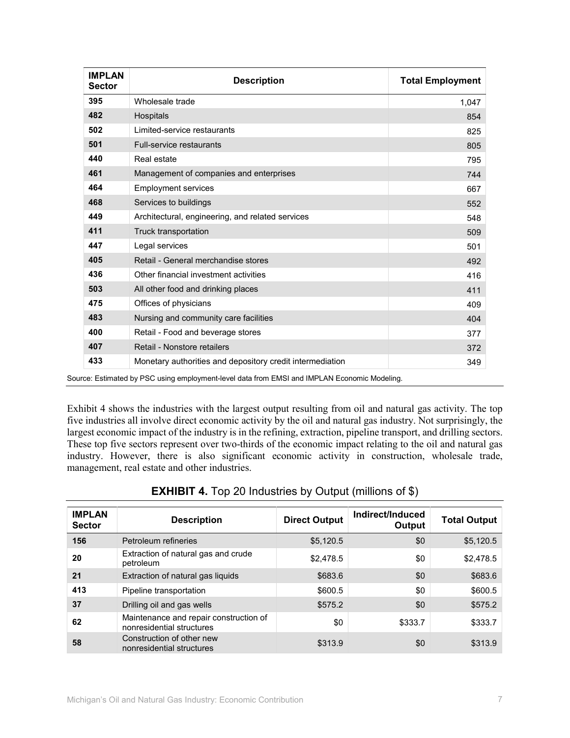| IMPLAN Sector | Description | Total Employment |
|---|---|---|
| 395 | Wholesale trade | 1,047 |
| 482 | Hospitals | 854 |
| 502 | Limited-service restaurants | 825 |
| 501 | Full-service restaurants | 805 |
| 440 | Real estate | 795 |
| 461 | Management of companies and enterprises | 744 |
| 464 | Employment services | 667 |
| 468 | Services to buildings | 552 |
| 449 | Architectural, engineering, and related services | 548 |
| 411 | Truck transportation | 509 |
| 447 | Legal services | 501 |
| 405 | Retail - General merchandise stores | 492 |
| 436 | Other financial investment activities | 416 |
| 503 | All other food and drinking places | 411 |
| 475 | Offices of physicians | 409 |
| 483 | Nursing and community care facilities | 404 |
| 400 | Retail - Food and beverage stores | 377 |
| 407 | Retail - Nonstore retailers | 372 |
| 433 | Monetary authorities and depository credit intermediation | 349 |

Source: Estimated by PSC using employment-level data from EMSI and IMPLAN Economic Modeling.

Exhibit 4 shows the industries with the largest output resulting from oil and natural gas activity. The top five industries all involve direct economic activity by the oil and natural gas industry. Not surprisingly, the largest economic impact of the industry is in the refining, extraction, pipeline transport, and drilling sectors. These top five sectors represent over two-thirds of the economic impact relating to the oil and natural gas industry. However, there is also significant economic activity in construction, wholesale trade, management, real estate and other industries.

**EXHIBIT 4.** Top 20 Industries by Output (millions of $)

| IMPLAN Sector | Description | Direct Output | Indirect/Induced Output | Total Output |
|---|---|---|---|---|
| 156 | Petroleum refineries | $5,120.5 | $0 | $5,120.5 |
| 20 | Extraction of natural gas and crude petroleum | $2,478.5 | $0 | $2,478.5 |
| 21 | Extraction of natural gas liquids | $683.6 | $0 | $683.6 |
| 413 | Pipeline transportation | $600.5 | $0 | $600.5 |
| 37 | Drilling oil and gas wells | $575.2 | $0 | $575.2 |
| 62 | Maintenance and repair construction of nonresidential structures | $0 | $333.7 | $333.7 |
| 58 | Construction of other new nonresidential structures | $313.9 | $0 | $313.9 |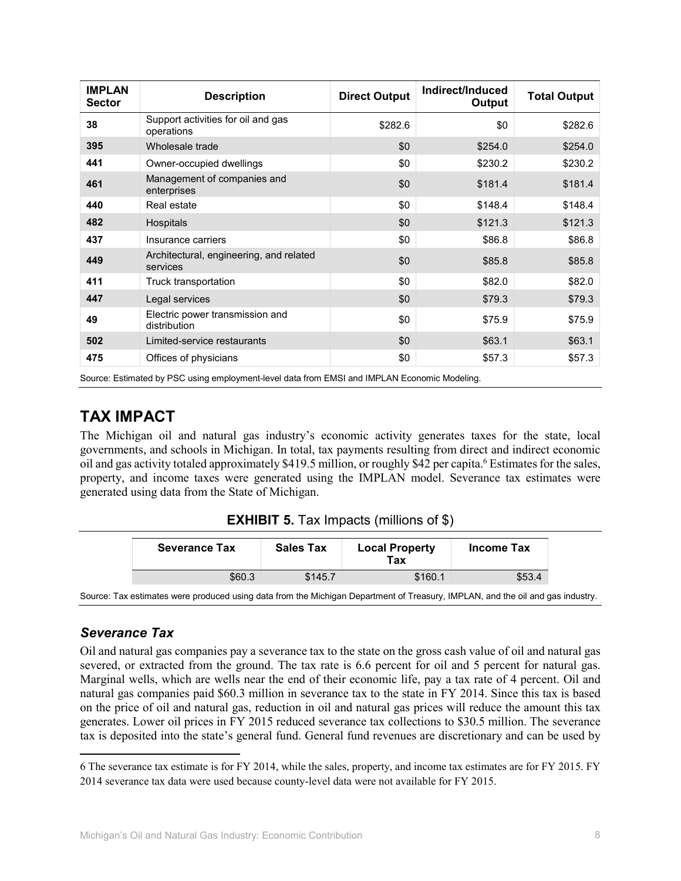| IMPLAN Sector | Description | Direct Output | Indirect/Induced Output | Total Output |
|---|---|---|---|---|
| 38 | Support activities for oil and gas operations | $282.6 | $0 | $282.6 |
| 395 | Wholesale trade | $0 | $254.0 | $254.0 |
| 441 | Owner-occupied dwellings | $0 | $230.2 | $230.2 |
| 461 | Management of companies and enterprises | $0 | $181.4 | $181.4 |
| 440 | Real estate | $0 | $148.4 | $148.4 |
| 482 | Hospitals | $0 | $121.3 | $121.3 |
| 437 | Insurance carriers | $0 | $86.8 | $86.8 |
| 449 | Architectural, engineering, and related services | $0 | $85.8 | $85.8 |
| 411 | Truck transportation | $0 | $82.0 | $82.0 |
| 447 | Legal services | $0 | $79.3 | $79.3 |
| 49 | Electric power transmission and distribution | $0 | $75.9 | $75.9 |
| 502 | Limited-service restaurants | $0 | $63.1 | $63.1 |
| 475 | Offices of physicians | $0 | $57.3 | $57.3 |

Source: Estimated by PSC using employment-level data from EMSI and IMPLAN Economic Modeling.

## TAX IMPACT

The Michigan oil and natural gas industry's economic activity generates taxes for the state, local governments, and schools in Michigan. In total, tax payments resulting from direct and indirect economic oil and gas activity totaled approximately $419.5 million, or roughly $42 per capita.[6] Estimates for the sales, property, and income taxes were generated using the IMPLAN model. Severance tax estimates were generated using data from the State of Michigan.

**EXHIBIT 5.** Tax Impacts (millions of $)

| Severance Tax | Sales Tax | Local Property Tax | Income Tax |
|---|---|---|---|
| $60.3 | $145.7 | $160.1 | $53.4 |

Source: Tax estimates were produced using data from the Michigan Department of Treasury, IMPLAN, and the oil and gas industry.

### *Severance Tax*

Oil and natural gas companies pay a severance tax to the state on the gross cash value of oil and natural gas severed, or extracted from the ground. The tax rate is 6.6 percent for oil and 5 percent for natural gas. Marginal wells, which are wells near the end of their economic life, pay a tax rate of 4 percent. Oil and natural gas companies paid $60.3 million in severance tax to the state in FY 2014. Since this tax is based on the price of oil and natural gas, reduction in oil and natural gas prices will reduce the amount this tax generates. Lower oil prices in FY 2015 reduced severance tax collections to $30.5 million. The severance tax is deposited into the state's general fund. General fund revenues are discretionary and can be used by

---

6 The severance tax estimate is for FY 2014, while the sales, property, and income tax estimates are for FY 2015. FY 2014 severance tax data were used because county-level data were not available for FY 2015.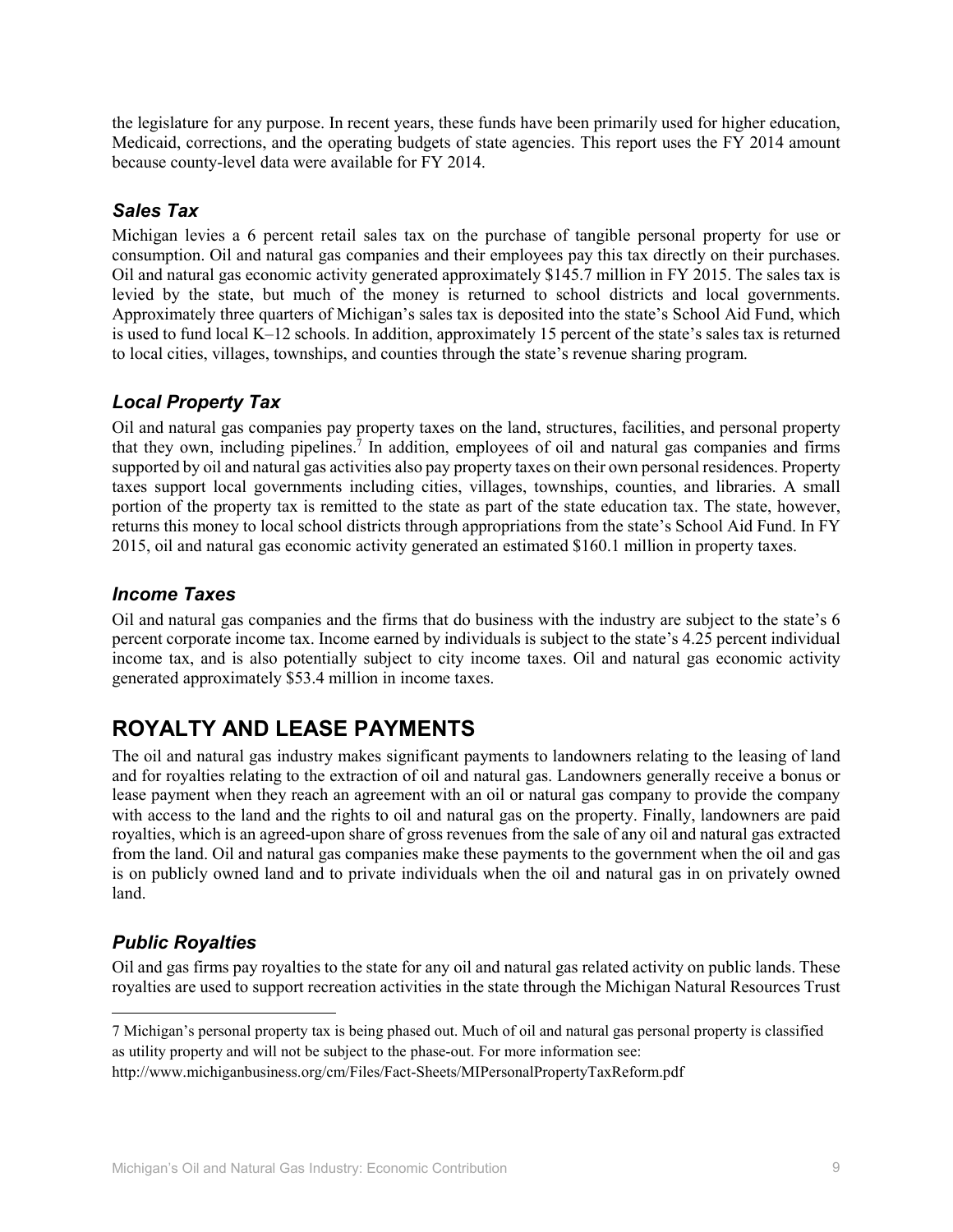the legislature for any purpose. In recent years, these funds have been primarily used for higher education, Medicaid, corrections, and the operating budgets of state agencies. This report uses the FY 2014 amount because county-level data were available for FY 2014.

### *Sales Tax*

Michigan levies a 6 percent retail sales tax on the purchase of tangible personal property for use or consumption. Oil and natural gas companies and their employees pay this tax directly on their purchases. Oil and natural gas economic activity generated approximately $145.7 million in FY 2015. The sales tax is levied by the state, but much of the money is returned to school districts and local governments. Approximately three quarters of Michigan's sales tax is deposited into the state's School Aid Fund, which is used to fund local K–12 schools. In addition, approximately 15 percent of the state's sales tax is returned to local cities, villages, townships, and counties through the state's revenue sharing program.

### *Local Property Tax*

Oil and natural gas companies pay property taxes on the land, structures, facilities, and personal property that they own, including pipelines.[7] In addition, employees of oil and natural gas companies and firms supported by oil and natural gas activities also pay property taxes on their own personal residences. Property taxes support local governments including cities, villages, townships, counties, and libraries. A small portion of the property tax is remitted to the state as part of the state education tax. The state, however, returns this money to local school districts through appropriations from the state's School Aid Fund. In FY 2015, oil and natural gas economic activity generated an estimated $160.1 million in property taxes.

### *Income Taxes*

Oil and natural gas companies and the firms that do business with the industry are subject to the state's 6 percent corporate income tax. Income earned by individuals is subject to the state's 4.25 percent individual income tax, and is also potentially subject to city income taxes. Oil and natural gas economic activity generated approximately $53.4 million in income taxes.

## ROYALTY AND LEASE PAYMENTS

The oil and natural gas industry makes significant payments to landowners relating to the leasing of land and for royalties relating to the extraction of oil and natural gas. Landowners generally receive a bonus or lease payment when they reach an agreement with an oil or natural gas company to provide the company with access to the land and the rights to oil and natural gas on the property. Finally, landowners are paid royalties, which is an agreed-upon share of gross revenues from the sale of any oil and natural gas extracted from the land. Oil and natural gas companies make these payments to the government when the oil and gas is on publicly owned land and to private individuals when the oil and natural gas in on privately owned land.

### *Public Royalties*

Oil and gas firms pay royalties to the state for any oil and natural gas related activity on public lands. These royalties are used to support recreation activities in the state through the Michigan Natural Resources Trust

---

7 Michigan's personal property tax is being phased out. Much of oil and natural gas personal property is classified as utility property and will not be subject to the phase-out. For more information see: http://www.michiganbusiness.org/cm/Files/Fact-Sheets/MIPersonalPropertyTaxReform.pdf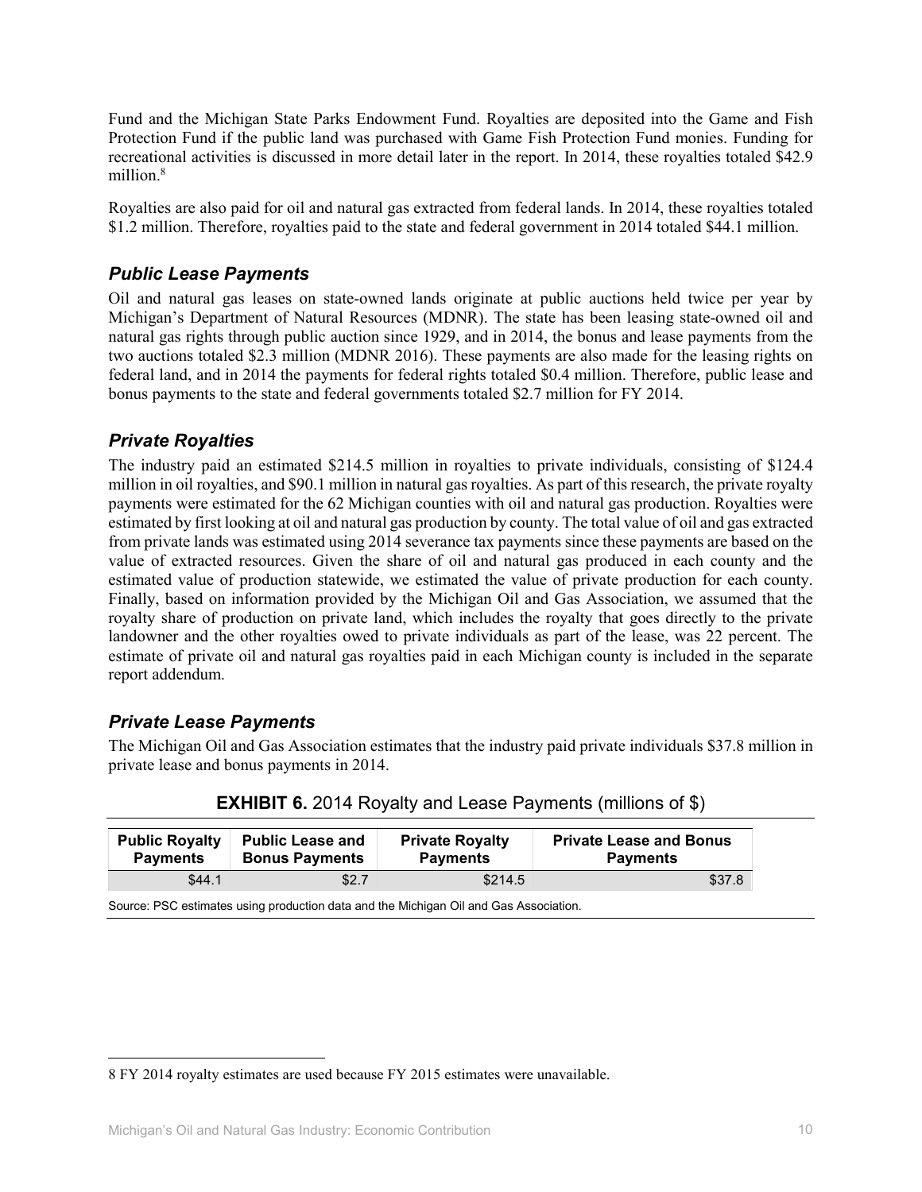Fund and the Michigan State Parks Endowment Fund. Royalties are deposited into the Game and Fish Protection Fund if the public land was purchased with Game Fish Protection Fund monies. Funding for recreational activities is discussed in more detail later in the report. In 2014, these royalties totaled $42.9 million.[8]

Royalties are also paid for oil and natural gas extracted from federal lands. In 2014, these royalties totaled $1.2 million. Therefore, royalties paid to the state and federal government in 2014 totaled $44.1 million.

### *Public Lease Payments*

Oil and natural gas leases on state-owned lands originate at public auctions held twice per year by Michigan's Department of Natural Resources (MDNR). The state has been leasing state-owned oil and natural gas rights through public auction since 1929, and in 2014, the bonus and lease payments from the two auctions totaled $2.3 million (MDNR 2016). These payments are also made for the leasing rights on federal land, and in 2014 the payments for federal rights totaled $0.4 million. Therefore, public lease and bonus payments to the state and federal governments totaled $2.7 million for FY 2014.

### *Private Royalties*

The industry paid an estimated $214.5 million in royalties to private individuals, consisting of $124.4 million in oil royalties, and $90.1 million in natural gas royalties. As part of this research, the private royalty payments were estimated for the 62 Michigan counties with oil and natural gas production. Royalties were estimated by first looking at oil and natural gas production by county. The total value of oil and gas extracted from private lands was estimated using 2014 severance tax payments since these payments are based on the value of extracted resources. Given the share of oil and natural gas produced in each county and the estimated value of production statewide, we estimated the value of private production for each county. Finally, based on information provided by the Michigan Oil and Gas Association, we assumed that the royalty share of production on private land, which includes the royalty that goes directly to the private landowner and the other royalties owed to private individuals as part of the lease, was 22 percent. The estimate of private oil and natural gas royalties paid in each Michigan county is included in the separate report addendum.

### *Private Lease Payments*

The Michigan Oil and Gas Association estimates that the industry paid private individuals $37.8 million in private lease and bonus payments in 2014.

**EXHIBIT 6.** 2014 Royalty and Lease Payments (millions of $)

| Public Royalty Payments | Public Lease and Bonus Payments | Private Royalty Payments | Private Lease and Bonus Payments |
|---|---|---|---|
| $44.1 | $2.7 | $214.5 | $37.8 |

Source: PSC estimates using production data and the Michigan Oil and Gas Association.

---

8 FY 2014 royalty estimates are used because FY 2015 estimates were unavailable.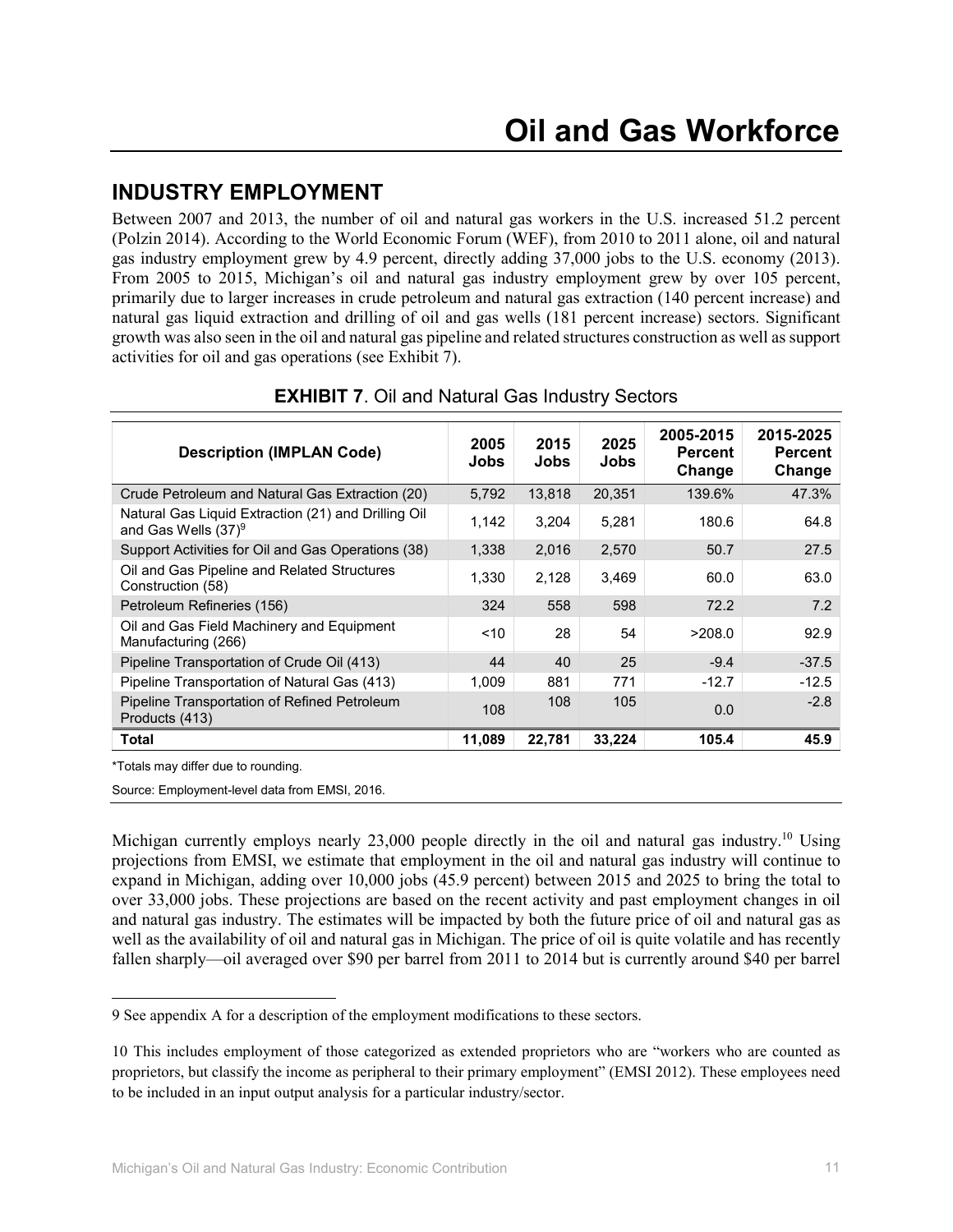# Oil and Gas Workforce

## INDUSTRY EMPLOYMENT

Between 2007 and 2013, the number of oil and natural gas workers in the U.S. increased 51.2 percent (Polzin 2014). According to the World Economic Forum (WEF), from 2010 to 2011 alone, oil and natural gas industry employment grew by 4.9 percent, directly adding 37,000 jobs to the U.S. economy (2013). From 2005 to 2015, Michigan's oil and natural gas industry employment grew by over 105 percent, primarily due to larger increases in crude petroleum and natural gas extraction (140 percent increase) and natural gas liquid extraction and drilling of oil and gas wells (181 percent increase) sectors. Significant growth was also seen in the oil and natural gas pipeline and related structures construction as well as support activities for oil and gas operations (see Exhibit 7).

**EXHIBIT 7**. Oil and Natural Gas Industry Sectors

| Description (IMPLAN Code) | 2005 Jobs | 2015 Jobs | 2025 Jobs | 2005-2015 Percent Change | 2015-2025 Percent Change |
|---|---|---|---|---|---|
| Crude Petroleum and Natural Gas Extraction (20) | 5,792 | 13,818 | 20,351 | 139.6% | 47.3% |
| Natural Gas Liquid Extraction (21) and Drilling Oil and Gas Wells (37)[9] | 1,142 | 3,204 | 5,281 | 180.6 | 64.8 |
| Support Activities for Oil and Gas Operations (38) | 1,338 | 2,016 | 2,570 | 50.7 | 27.5 |
| Oil and Gas Pipeline and Related Structures Construction (58) | 1,330 | 2,128 | 3,469 | 60.0 | 63.0 |
| Petroleum Refineries (156) | 324 | 558 | 598 | 72.2 | 7.2 |
| Oil and Gas Field Machinery and Equipment Manufacturing (266) | <10 | 28 | 54 | >208.0 | 92.9 |
| Pipeline Transportation of Crude Oil (413) | 44 | 40 | 25 | -9.4 | -37.5 |
| Pipeline Transportation of Natural Gas (413) | 1,009 | 881 | 771 | -12.7 | -12.5 |
| Pipeline Transportation of Refined Petroleum Products (413) | 108 | 108 | 105 | 0.0 | -2.8 |
| **Total** | **11,089** | **22,781** | **33,224** | **105.4** | **45.9** |

*Totals may differ due to rounding.

Source: Employment-level data from EMSI, 2016.

Michigan currently employs nearly 23,000 people directly in the oil and natural gas industry.[10] Using projections from EMSI, we estimate that employment in the oil and natural gas industry will continue to expand in Michigan, adding over 10,000 jobs (45.9 percent) between 2015 and 2025 to bring the total to over 33,000 jobs. These projections are based on the recent activity and past employment changes in oil and natural gas industry. The estimates will be impacted by both the future price of oil and natural gas as well as the availability of oil and natural gas in Michigan. The price of oil is quite volatile and has recently fallen sharply—oil averaged over $90 per barrel from 2011 to 2014 but is currently around $40 per barrel

---

9 See appendix A for a description of the employment modifications to these sectors.

10 This includes employment of those categorized as extended proprietors who are "workers who are counted as proprietors, but classify the income as peripheral to their primary employment" (EMSI 2012). These employees need to be included in an input output analysis for a particular industry/sector.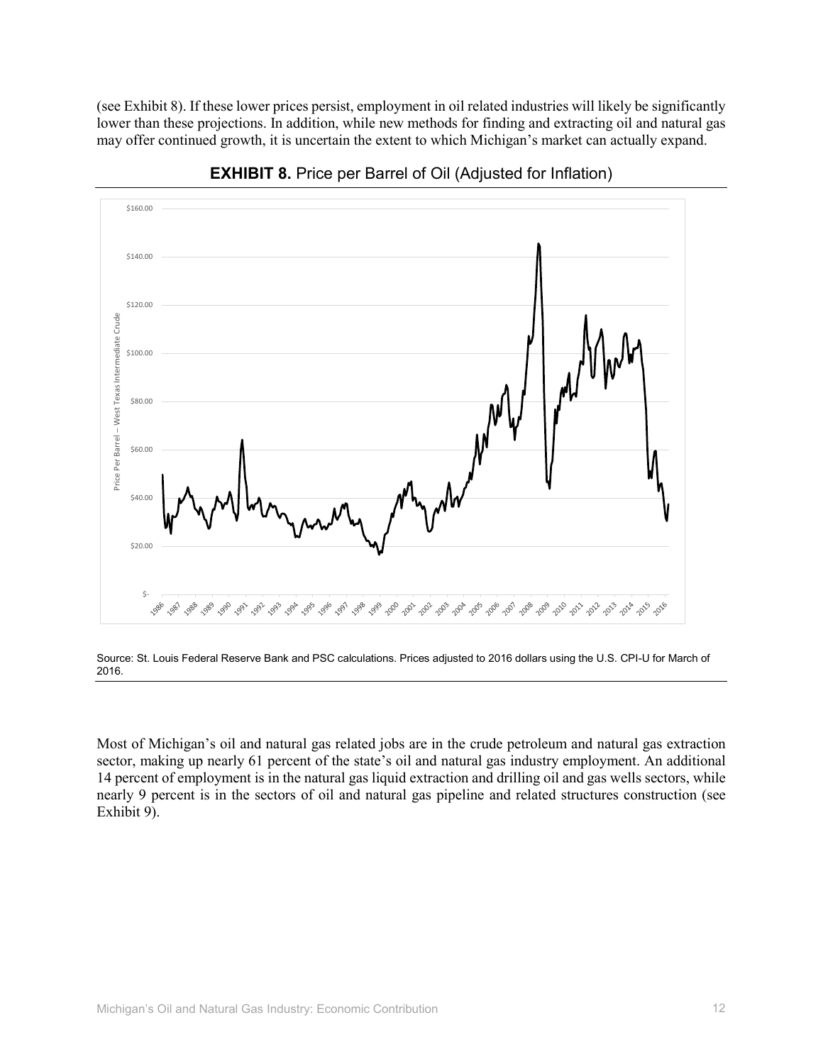(see Exhibit 8). If these lower prices persist, employment in oil related industries will likely be significantly lower than these projections. In addition, while new methods for finding and extracting oil and natural gas may offer continued growth, it is uncertain the extent to which Michigan's market can actually expand.

**EXHIBIT 8.** Price per Barrel of Oil (Adjusted for Inflation)

Source: St. Louis Federal Reserve Bank and PSC calculations. Prices adjusted to 2016 dollars using the U.S. CPI-U for March of 2016.

Most of Michigan's oil and natural gas related jobs are in the crude petroleum and natural gas extraction sector, making up nearly 61 percent of the state's oil and natural gas industry employment. An additional 14 percent of employment is in the natural gas liquid extraction and drilling oil and gas wells sectors, while nearly 9 percent is in the sectors of oil and natural gas pipeline and related structures construction (see Exhibit 9).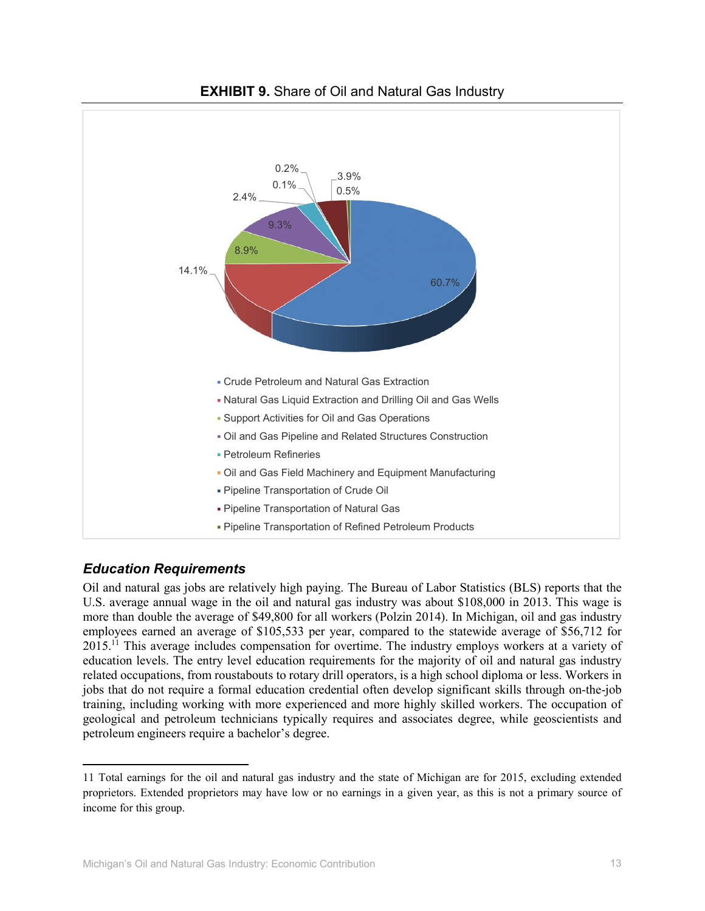**EXHIBIT 9.** Share of Oil and Natural Gas Industry

| Category | Share |
|---|---|
| Crude Petroleum and Natural Gas Extraction | 60.7% |
| Natural Gas Liquid Extraction and Drilling Oil and Gas Wells | 14.1% |
| Support Activities for Oil and Gas Operations | 8.9% |
| Oil and Gas Pipeline and Related Structures Construction | 9.3% |
| Petroleum Refineries | 2.4% |
| Oil and Gas Field Machinery and Equipment Manufacturing | 0.1% |
| Pipeline Transportation of Crude Oil | 0.2% |
| Pipeline Transportation of Natural Gas | 3.9% |
| Pipeline Transportation of Refined Petroleum Products | 0.5% |

### *Education Requirements*

Oil and natural gas jobs are relatively high paying. The Bureau of Labor Statistics (BLS) reports that the U.S. average annual wage in the oil and natural gas industry was about $108,000 in 2013. This wage is more than double the average of $49,800 for all workers (Polzin 2014). In Michigan, oil and gas industry employees earned an average of $105,533 per year, compared to the statewide average of $56,712 for 2015.[11] This average includes compensation for overtime. The industry employs workers at a variety of education levels. The entry level education requirements for the majority of oil and natural gas industry related occupations, from roustabouts to rotary drill operators, is a high school diploma or less. Workers in jobs that do not require a formal education credential often develop significant skills through on-the-job training, including working with more experienced and more highly skilled workers. The occupation of geological and petroleum technicians typically requires and associates degree, while geoscientists and petroleum engineers require a bachelor's degree.

---

11 Total earnings for the oil and natural gas industry and the state of Michigan are for 2015, excluding extended proprietors. Extended proprietors may have low or no earnings in a given year, as this is not a primary source of income for this group.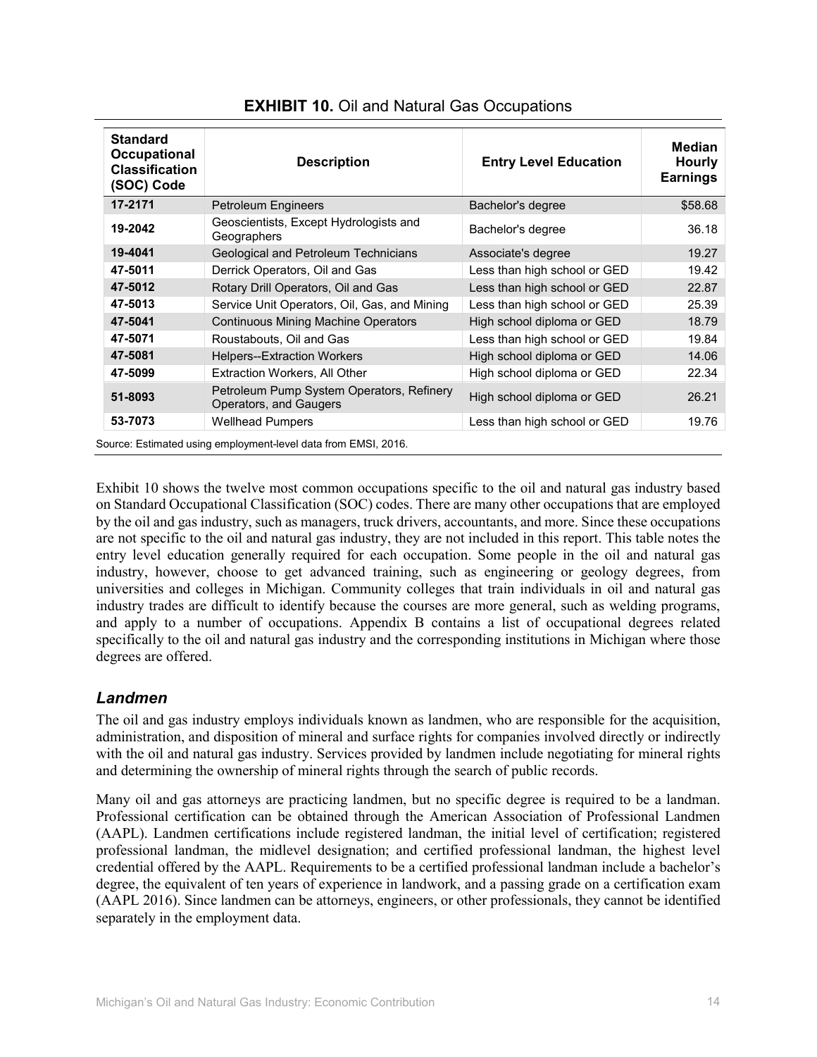**EXHIBIT 10.** Oil and Natural Gas Occupations

| Standard Occupational Classification (SOC) Code | Description | Entry Level Education | Median Hourly Earnings |
|---|---|---|---|
| **17-2171** | Petroleum Engineers | Bachelor's degree | $58.68 |
| **19-2042** | Geoscientists, Except Hydrologists and Geographers | Bachelor's degree | 36.18 |
| **19-4041** | Geological and Petroleum Technicians | Associate's degree | 19.27 |
| **47-5011** | Derrick Operators, Oil and Gas | Less than high school or GED | 19.42 |
| **47-5012** | Rotary Drill Operators, Oil and Gas | Less than high school or GED | 22.87 |
| **47-5013** | Service Unit Operators, Oil, Gas, and Mining | Less than high school or GED | 25.39 |
| **47-5041** | Continuous Mining Machine Operators | High school diploma or GED | 18.79 |
| **47-5071** | Roustabouts, Oil and Gas | Less than high school or GED | 19.84 |
| **47-5081** | Helpers--Extraction Workers | High school diploma or GED | 14.06 |
| **47-5099** | Extraction Workers, All Other | High school diploma or GED | 22.34 |
| **51-8093** | Petroleum Pump System Operators, Refinery Operators, and Gaugers | High school diploma or GED | 26.21 |
| **53-7073** | Wellhead Pumpers | Less than high school or GED | 19.76 |

Source: Estimated using employment-level data from EMSI, 2016.

Exhibit 10 shows the twelve most common occupations specific to the oil and natural gas industry based on Standard Occupational Classification (SOC) codes. There are many other occupations that are employed by the oil and gas industry, such as managers, truck drivers, accountants, and more. Since these occupations are not specific to the oil and natural gas industry, they are not included in this report. This table notes the entry level education generally required for each occupation. Some people in the oil and natural gas industry, however, choose to get advanced training, such as engineering or geology degrees, from universities and colleges in Michigan. Community colleges that train individuals in oil and natural gas industry trades are difficult to identify because the courses are more general, such as welding programs, and apply to a number of occupations. Appendix B contains a list of occupational degrees related specifically to the oil and natural gas industry and the corresponding institutions in Michigan where those degrees are offered.

## *Landmen*

The oil and gas industry employs individuals known as landmen, who are responsible for the acquisition, administration, and disposition of mineral and surface rights for companies involved directly or indirectly with the oil and natural gas industry. Services provided by landmen include negotiating for mineral rights and determining the ownership of mineral rights through the search of public records.

Many oil and gas attorneys are practicing landmen, but no specific degree is required to be a landman. Professional certification can be obtained through the American Association of Professional Landmen (AAPL). Landmen certifications include registered landman, the initial level of certification; registered professional landman, the midlevel designation; and certified professional landman, the highest level credential offered by the AAPL. Requirements to be a certified professional landman include a bachelor's degree, the equivalent of ten years of experience in landwork, and a passing grade on a certification exam (AAPL 2016). Since landmen can be attorneys, engineers, or other professionals, they cannot be identified separately in the employment data.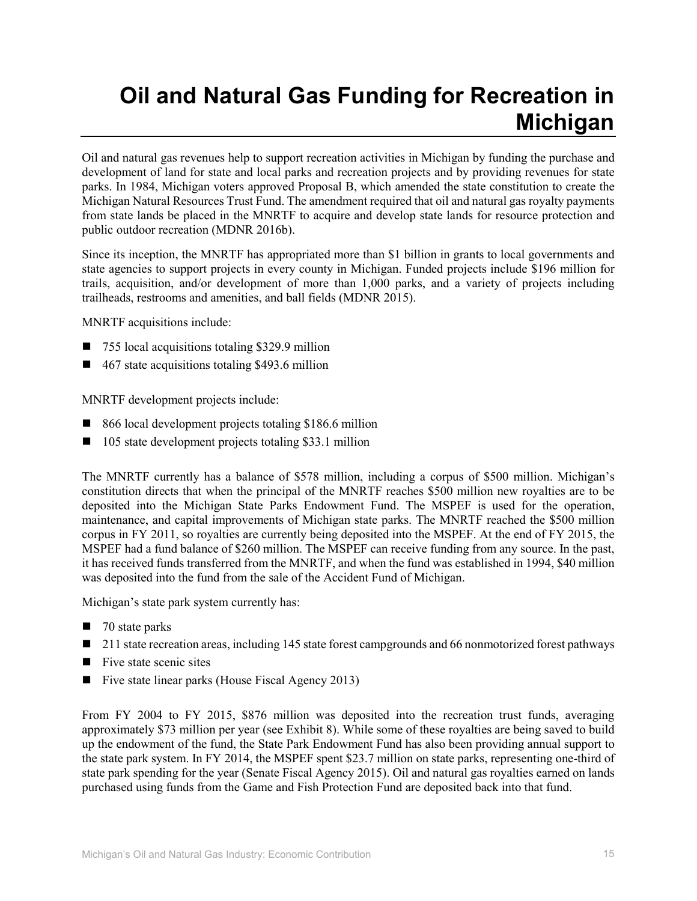# Oil and Natural Gas Funding for Recreation in Michigan

Oil and natural gas revenues help to support recreation activities in Michigan by funding the purchase and development of land for state and local parks and recreation projects and by providing revenues for state parks. In 1984, Michigan voters approved Proposal B, which amended the state constitution to create the Michigan Natural Resources Trust Fund. The amendment required that oil and natural gas royalty payments from state lands be placed in the MNRTF to acquire and develop state lands for resource protection and public outdoor recreation (MDNR 2016b).

Since its inception, the MNRTF has appropriated more than $1 billion in grants to local governments and state agencies to support projects in every county in Michigan. Funded projects include $196 million for trails, acquisition, and/or development of more than 1,000 parks, and a variety of projects including trailheads, restrooms and amenities, and ball fields (MDNR 2015).

MNRTF acquisitions include:

- 755 local acquisitions totaling $329.9 million
- 467 state acquisitions totaling $493.6 million

MNRTF development projects include:

- 866 local development projects totaling $186.6 million
- 105 state development projects totaling $33.1 million

The MNRTF currently has a balance of $578 million, including a corpus of $500 million. Michigan's constitution directs that when the principal of the MNRTF reaches $500 million new royalties are to be deposited into the Michigan State Parks Endowment Fund. The MSPEF is used for the operation, maintenance, and capital improvements of Michigan state parks. The MNRTF reached the $500 million corpus in FY 2011, so royalties are currently being deposited into the MSPEF. At the end of FY 2015, the MSPEF had a fund balance of $260 million. The MSPEF can receive funding from any source. In the past, it has received funds transferred from the MNRTF, and when the fund was established in 1994, $40 million was deposited into the fund from the sale of the Accident Fund of Michigan.

Michigan's state park system currently has:

- 70 state parks
- 211 state recreation areas, including 145 state forest campgrounds and 66 nonmotorized forest pathways
- Five state scenic sites
- Five state linear parks (House Fiscal Agency 2013)

From FY 2004 to FY 2015, $876 million was deposited into the recreation trust funds, averaging approximately $73 million per year (see Exhibit 8). While some of these royalties are being saved to build up the endowment of the fund, the State Park Endowment Fund has also been providing annual support to the state park system. In FY 2014, the MSPEF spent $23.7 million on state parks, representing one-third of state park spending for the year (Senate Fiscal Agency 2015). Oil and natural gas royalties earned on lands purchased using funds from the Game and Fish Protection Fund are deposited back into that fund.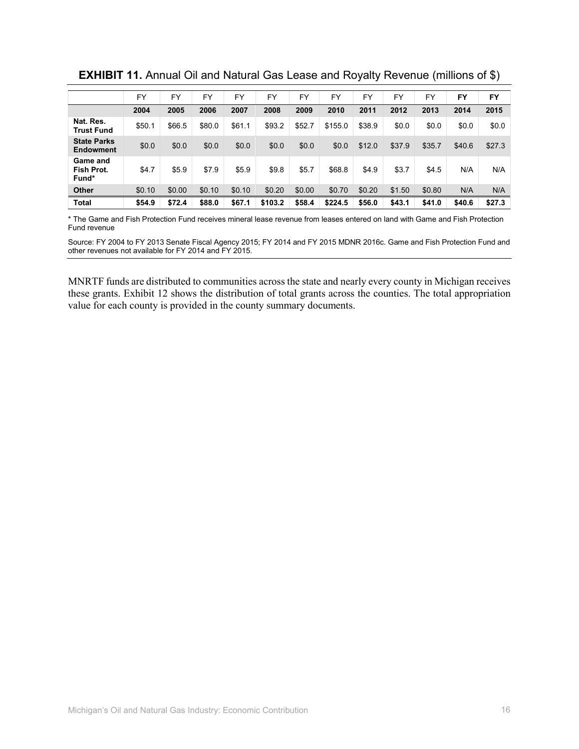**EXHIBIT 11.** Annual Oil and Natural Gas Lease and Royalty Revenue (millions of $)

| | FY 2004 | FY 2005 | FY 2006 | FY 2007 | FY 2008 | FY 2009 | FY 2010 | FY 2011 | FY 2012 | FY 2013 | FY 2014 | FY 2015 |
|---|---|---|---|---|---|---|---|---|---|---|---|---|
| **Nat. Res. Trust Fund** | $50.1 | $66.5 | $80.0 | $61.1 | $93.2 | $52.7 | $155.0 | $38.9 | $0.0 | $0.0 | $0.0 | $0.0 |
| **State Parks Endowment** | $0.0 | $0.0 | $0.0 | $0.0 | $0.0 | $0.0 | $0.0 | $12.0 | $37.9 | $35.7 | $40.6 | $27.3 |
| **Game and Fish Prot. Fund*** | $4.7 | $5.9 | $7.9 | $5.9 | $9.8 | $5.7 | $68.8 | $4.9 | $3.7 | $4.5 | N/A | N/A |
| **Other** | $0.10 | $0.00 | $0.10 | $0.10 | $0.20 | $0.00 | $0.70 | $0.20 | $1.50 | $0.80 | N/A | N/A |
| **Total** | **$54.9** | **$72.4** | **$88.0** | **$67.1** | **$103.2** | **$58.4** | **$224.5** | **$56.0** | **$43.1** | **$41.0** | **$40.6** | **$27.3** |

* The Game and Fish Protection Fund receives mineral lease revenue from leases entered on land with Game and Fish Protection Fund revenue

Source: FY 2004 to FY 2013 Senate Fiscal Agency 2015; FY 2014 and FY 2015 MDNR 2016c. Game and Fish Protection Fund and other revenues not available for FY 2014 and FY 2015.

MNRTF funds are distributed to communities across the state and nearly every county in Michigan receives these grants. Exhibit 12 shows the distribution of total grants across the counties. The total appropriation value for each county is provided in the county summary documents.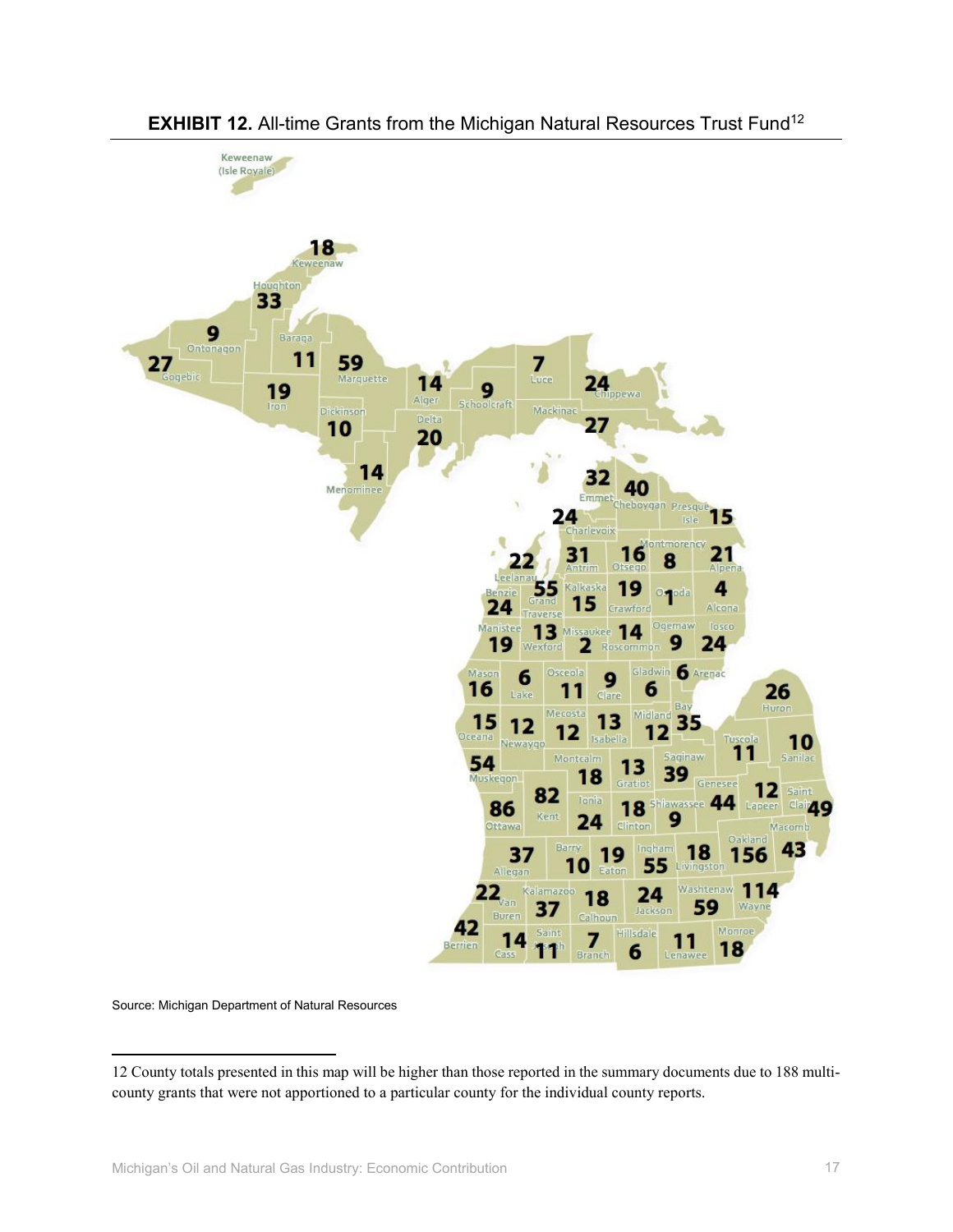**EXHIBIT 12.** All-time Grants from the Michigan Natural Resources Trust Fund[12]

| County | Grants |
|---|---|
| Keweenaw | 18 |
| Houghton | 33 |
| Ontonagon | 9 |
| Gogebic | 27 |
| Baraga | 11 |
| Marquette | 59 |
| Iron | 19 |
| Dickinson | 10 |
| Menominee | 14 |
| Alger | 14 |
| Delta | 20 |
| Schoolcraft | 9 |
| Luce | 7 |
| Chippewa | 24 |
| Mackinac | 27 |
| Emmet | 32 |
| Cheboygan | 40 |
| Presque Isle | 15 |
| Charlevoix | 24 |
| Leelanau | 22 |
| Antrim | 31 |
| Otsego | 16 |
| Montmorency | 8 |
| Alpena | 21 |
| Benzie | 24 |
| Grand Traverse | 55 |
| Kalkaska | 15 |
| Crawford | 19 |
| Oscoda | 1 |
| Alcona | 4 |
| Manistee | 19 |
| Wexford | 13 |
| Missaukee | 2 |
| Roscommon | 14 |
| Ogemaw | 9 |
| Iosco | 24 |
| Mason | 16 |
| Lake | 6 |
| Osceola | 11 |
| Clare | 9 |
| Gladwin | 6 |
| Arenac | 6 |
| Huron | 26 |
| Oceana | 15 |
| Newaygo | 12 |
| Mecosta | 12 |
| Isabella | 13 |
| Midland | 12 |
| Bay | 35 |
| Tuscola | 11 |
| Sanilac | 10 |
| Muskegon | 54 |
| Montcalm | 18 |
| Gratiot | 13 |
| Saginaw | 39 |
| Ottawa | 86 |
| Kent | 82 |
| Ionia | 24 |
| Clinton | 18 |
| Shiawassee | 9 |
| Genesee | 44 |
| Lapeer | 12 |
| Saint Clair | 49 |
| Macomb | 43 |
| Oakland | 156 |
| Allegan | 37 |
| Barry | 10 |
| Eaton | 19 |
| Ingham | 55 |
| Livingston | 18 |
| Van Buren | 22 |
| Kalamazoo | 37 |
| Calhoun | 18 |
| Jackson | 24 |
| Washtenaw | 59 |
| Wayne | 114 |
| Berrien | 42 |
| Cass | 14 |
| Saint Joseph | 11 |
| Branch | 7 |
| Hillsdale | 6 |
| Lenawee | 11 |
| Monroe | 18 |

Source: Michigan Department of Natural Resources

---

12 County totals presented in this map will be higher than those reported in the summary documents due to 188 multi-county grants that were not apportioned to a particular county for the individual county reports.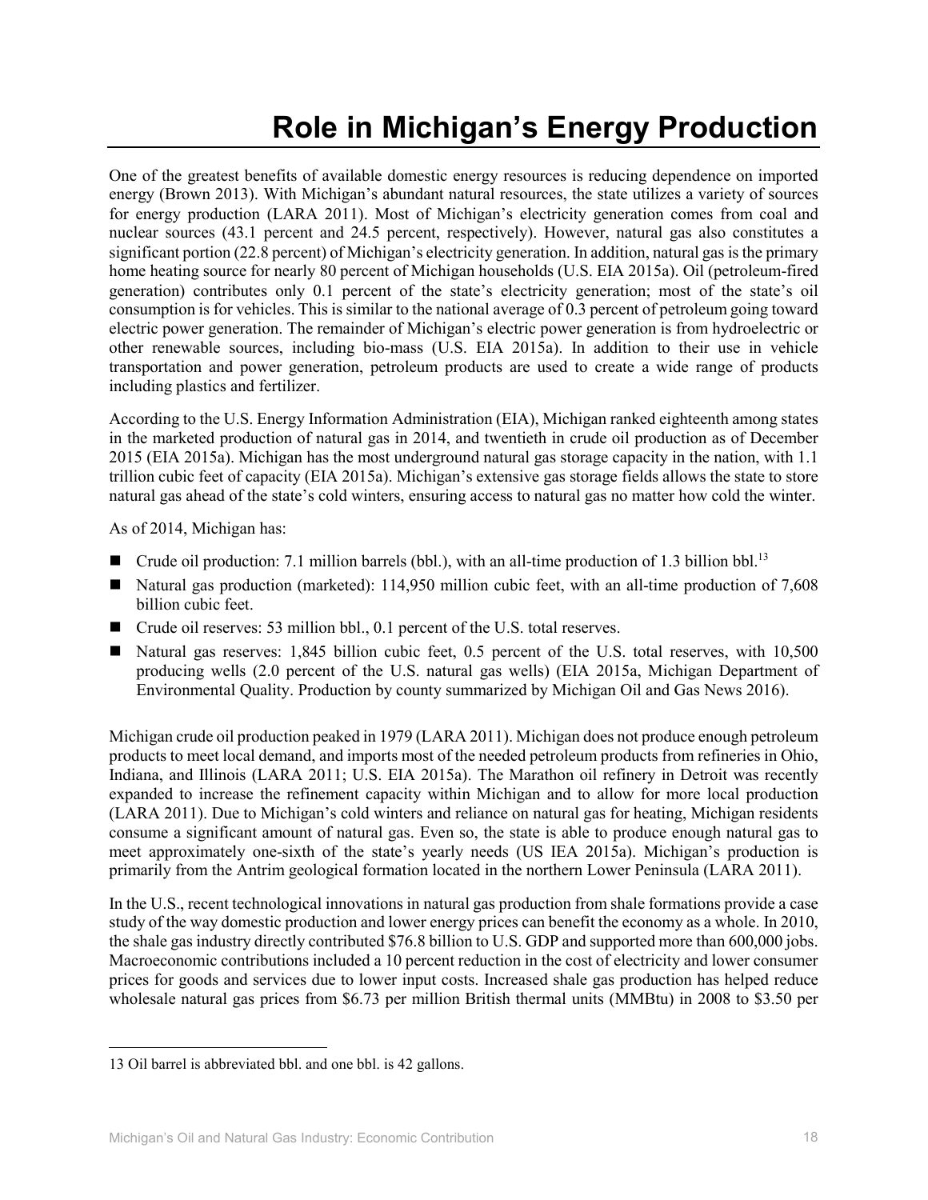# Role in Michigan's Energy Production

One of the greatest benefits of available domestic energy resources is reducing dependence on imported energy (Brown 2013). With Michigan's abundant natural resources, the state utilizes a variety of sources for energy production (LARA 2011). Most of Michigan's electricity generation comes from coal and nuclear sources (43.1 percent and 24.5 percent, respectively). However, natural gas also constitutes a significant portion (22.8 percent) of Michigan's electricity generation. In addition, natural gas is the primary home heating source for nearly 80 percent of Michigan households (U.S. EIA 2015a). Oil (petroleum-fired generation) contributes only 0.1 percent of the state's electricity generation; most of the state's oil consumption is for vehicles. This is similar to the national average of 0.3 percent of petroleum going toward electric power generation. The remainder of Michigan's electric power generation is from hydroelectric or other renewable sources, including bio-mass (U.S. EIA 2015a). In addition to their use in vehicle transportation and power generation, petroleum products are used to create a wide range of products including plastics and fertilizer.

According to the U.S. Energy Information Administration (EIA), Michigan ranked eighteenth among states in the marketed production of natural gas in 2014, and twentieth in crude oil production as of December 2015 (EIA 2015a). Michigan has the most underground natural gas storage capacity in the nation, with 1.1 trillion cubic feet of capacity (EIA 2015a). Michigan's extensive gas storage fields allows the state to store natural gas ahead of the state's cold winters, ensuring access to natural gas no matter how cold the winter.

As of 2014, Michigan has:

- Crude oil production: 7.1 million barrels (bbl.), with an all-time production of 1.3 billion bbl.[13]
- Natural gas production (marketed): 114,950 million cubic feet, with an all-time production of 7,608 billion cubic feet.
- Crude oil reserves: 53 million bbl., 0.1 percent of the U.S. total reserves.
- Natural gas reserves: 1,845 billion cubic feet, 0.5 percent of the U.S. total reserves, with 10,500 producing wells (2.0 percent of the U.S. natural gas wells) (EIA 2015a, Michigan Department of Environmental Quality. Production by county summarized by Michigan Oil and Gas News 2016).

Michigan crude oil production peaked in 1979 (LARA 2011). Michigan does not produce enough petroleum products to meet local demand, and imports most of the needed petroleum products from refineries in Ohio, Indiana, and Illinois (LARA 2011; U.S. EIA 2015a). The Marathon oil refinery in Detroit was recently expanded to increase the refinement capacity within Michigan and to allow for more local production (LARA 2011). Due to Michigan's cold winters and reliance on natural gas for heating, Michigan residents consume a significant amount of natural gas. Even so, the state is able to produce enough natural gas to meet approximately one-sixth of the state's yearly needs (US IEA 2015a). Michigan's production is primarily from the Antrim geological formation located in the northern Lower Peninsula (LARA 2011).

In the U.S., recent technological innovations in natural gas production from shale formations provide a case study of the way domestic production and lower energy prices can benefit the economy as a whole. In 2010, the shale gas industry directly contributed $76.8 billion to U.S. GDP and supported more than 600,000 jobs. Macroeconomic contributions included a 10 percent reduction in the cost of electricity and lower consumer prices for goods and services due to lower input costs. Increased shale gas production has helped reduce wholesale natural gas prices from $6.73 per million British thermal units (MMBtu) in 2008 to $3.50 per

---

13 Oil barrel is abbreviated bbl. and one bbl. is 42 gallons.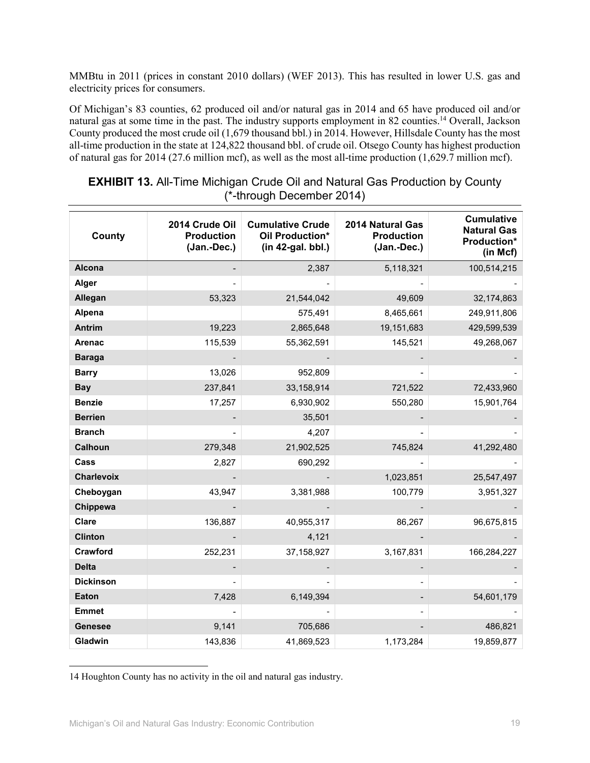MMBtu in 2011 (prices in constant 2010 dollars) (WEF 2013). This has resulted in lower U.S. gas and electricity prices for consumers.

Of Michigan's 83 counties, 62 produced oil and/or natural gas in 2014 and 65 have produced oil and/or natural gas at some time in the past. The industry supports employment in 82 counties.[14] Overall, Jackson County produced the most crude oil (1,679 thousand bbl.) in 2014. However, Hillsdale County has the most all-time production in the state at 124,822 thousand bbl. of crude oil. Otsego County has highest production of natural gas for 2014 (27.6 million mcf), as well as the most all-time production (1,629.7 million mcf).

**EXHIBIT 13.** All-Time Michigan Crude Oil and Natural Gas Production by County (*-through December 2014)

| County | 2014 Crude Oil Production (Jan.-Dec.) | Cumulative Crude Oil Production* (in 42-gal. bbl.) | 2014 Natural Gas Production (Jan.-Dec.) | Cumulative Natural Gas Production* (in Mcf) |
|---|---|---|---|---|
| Alcona | - | 2,387 | 5,118,321 | 100,514,215 |
| Alger | - | - | - | - |
| Allegan | 53,323 | 21,544,042 | 49,609 | 32,174,863 |
| Alpena | | 575,491 | 8,465,661 | 249,911,806 |
| Antrim | 19,223 | 2,865,648 | 19,151,683 | 429,599,539 |
| Arenac | 115,539 | 55,362,591 | 145,521 | 49,268,067 |
| Baraga | - | - | - | - |
| Barry | 13,026 | 952,809 | - | - |
| Bay | 237,841 | 33,158,914 | 721,522 | 72,433,960 |
| Benzie | 17,257 | 6,930,902 | 550,280 | 15,901,764 |
| Berrien | - | 35,501 | - | - |
| Branch | - | 4,207 | - | - |
| Calhoun | 279,348 | 21,902,525 | 745,824 | 41,292,480 |
| Cass | 2,827 | 690,292 | - | - |
| Charlevoix | - | - | 1,023,851 | 25,547,497 |
| Cheboygan | 43,947 | 3,381,988 | 100,779 | 3,951,327 |
| Chippewa | - | - | - | - |
| Clare | 136,887 | 40,955,317 | 86,267 | 96,675,815 |
| Clinton | - | 4,121 | - | - |
| Crawford | 252,231 | 37,158,927 | 3,167,831 | 166,284,227 |
| Delta | - | - | - | - |
| Dickinson | - | - | - | - |
| Eaton | 7,428 | 6,149,394 | - | 54,601,179 |
| Emmet | - | - | - | - |
| Genesee | 9,141 | 705,686 | - | 486,821 |
| Gladwin | 143,836 | 41,869,523 | 1,173,284 | 19,859,877 |

14 Houghton County has no activity in the oil and natural gas industry.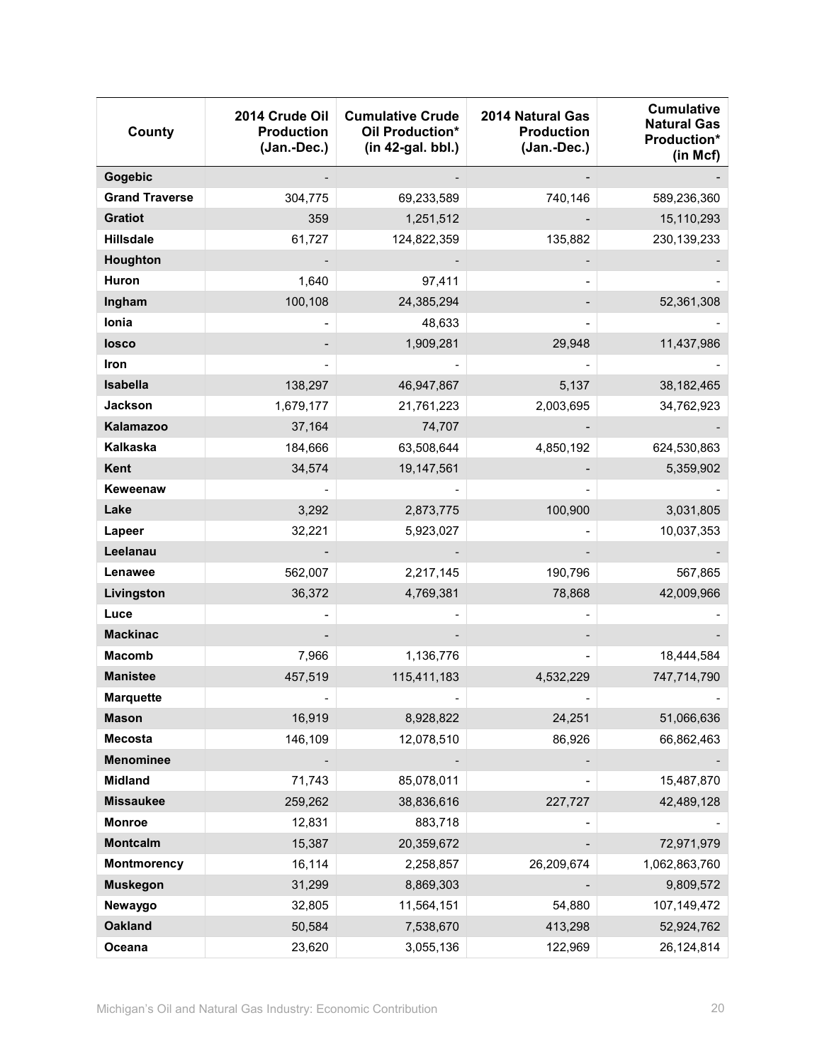| County | 2014 Crude Oil Production (Jan.-Dec.) | Cumulative Crude Oil Production* (in 42-gal. bbl.) | 2014 Natural Gas Production (Jan.-Dec.) | Cumulative Natural Gas Production* (in Mcf) |
|---|---|---|---|---|
| **Gogebic** | - | - | - | - |
| **Grand Traverse** | 304,775 | 69,233,589 | 740,146 | 589,236,360 |
| **Gratiot** | 359 | 1,251,512 | - | 15,110,293 |
| **Hillsdale** | 61,727 | 124,822,359 | 135,882 | 230,139,233 |
| **Houghton** | - | - | - | - |
| **Huron** | 1,640 | 97,411 | - | - |
| **Ingham** | 100,108 | 24,385,294 | - | 52,361,308 |
| **Ionia** | - | 48,633 | - | - |
| **Iosco** | - | 1,909,281 | 29,948 | 11,437,986 |
| **Iron** | - | - | - | - |
| **Isabella** | 138,297 | 46,947,867 | 5,137 | 38,182,465 |
| **Jackson** | 1,679,177 | 21,761,223 | 2,003,695 | 34,762,923 |
| **Kalamazoo** | 37,164 | 74,707 | - | - |
| **Kalkaska** | 184,666 | 63,508,644 | 4,850,192 | 624,530,863 |
| **Kent** | 34,574 | 19,147,561 | - | 5,359,902 |
| **Keweenaw** | - | - | - | - |
| **Lake** | 3,292 | 2,873,775 | 100,900 | 3,031,805 |
| **Lapeer** | 32,221 | 5,923,027 | - | 10,037,353 |
| **Leelanau** | - | - | - | - |
| **Lenawee** | 562,007 | 2,217,145 | 190,796 | 567,865 |
| **Livingston** | 36,372 | 4,769,381 | 78,868 | 42,009,966 |
| **Luce** | - | - | - | - |
| **Mackinac** | - | - | - | - |
| **Macomb** | 7,966 | 1,136,776 | - | 18,444,584 |
| **Manistee** | 457,519 | 115,411,183 | 4,532,229 | 747,714,790 |
| **Marquette** | - | - | - | - |
| **Mason** | 16,919 | 8,928,822 | 24,251 | 51,066,636 |
| **Mecosta** | 146,109 | 12,078,510 | 86,926 | 66,862,463 |
| **Menominee** | - | - | - | - |
| **Midland** | 71,743 | 85,078,011 | - | 15,487,870 |
| **Missaukee** | 259,262 | 38,836,616 | 227,727 | 42,489,128 |
| **Monroe** | 12,831 | 883,718 | - | - |
| **Montcalm** | 15,387 | 20,359,672 | - | 72,971,979 |
| **Montmorency** | 16,114 | 2,258,857 | 26,209,674 | 1,062,863,760 |
| **Muskegon** | 31,299 | 8,869,303 | - | 9,809,572 |
| **Newaygo** | 32,805 | 11,564,151 | 54,880 | 107,149,472 |
| **Oakland** | 50,584 | 7,538,670 | 413,298 | 52,924,762 |
| **Oceana** | 23,620 | 3,055,136 | 122,969 | 26,124,814 |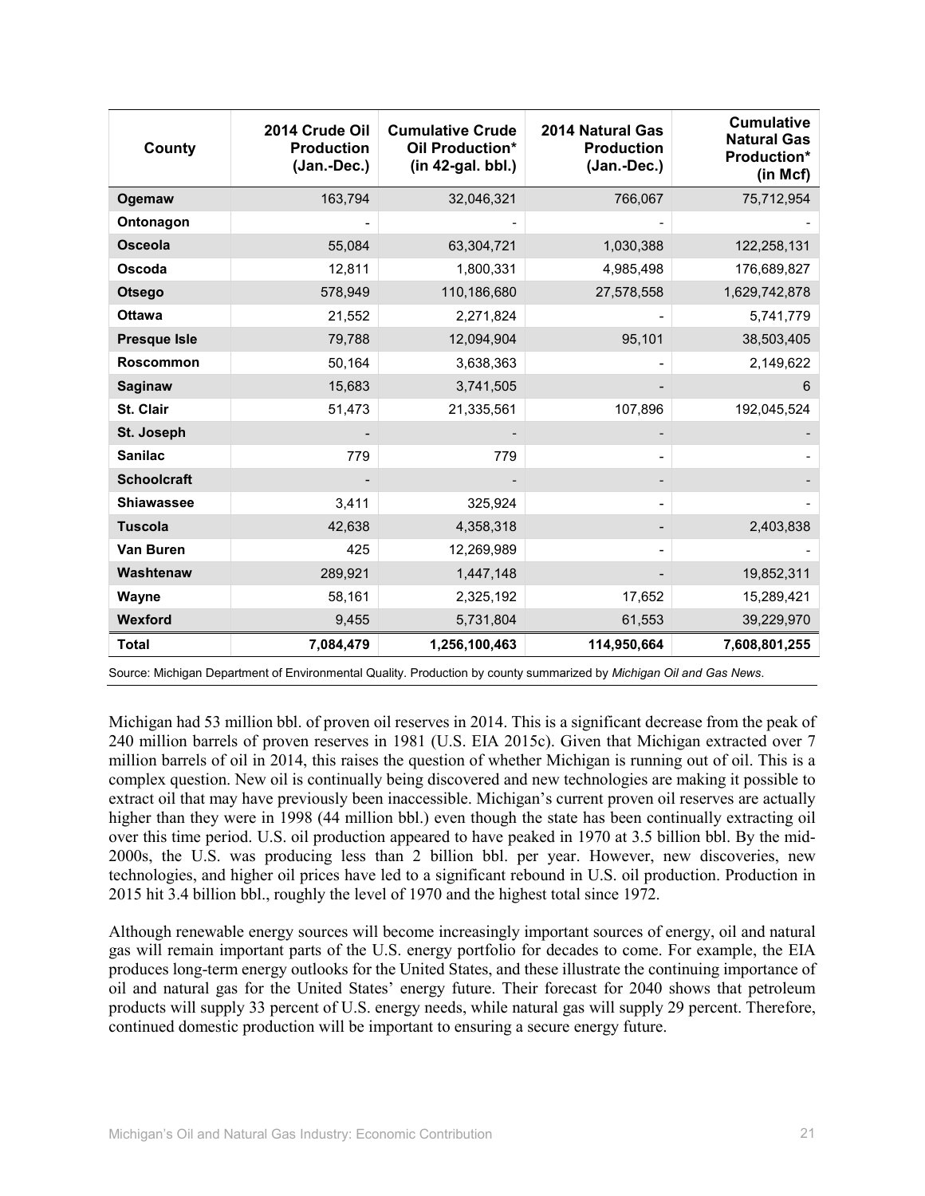| County | 2014 Crude Oil Production (Jan.-Dec.) | Cumulative Crude Oil Production* (in 42-gal. bbl.) | 2014 Natural Gas Production (Jan.-Dec.) | Cumulative Natural Gas Production* (in Mcf) |
|---|---|---|---|---|
| **Ogemaw** | 163,794 | 32,046,321 | 766,067 | 75,712,954 |
| **Ontonagon** | - | - | - | - |
| **Osceola** | 55,084 | 63,304,721 | 1,030,388 | 122,258,131 |
| **Oscoda** | 12,811 | 1,800,331 | 4,985,498 | 176,689,827 |
| **Otsego** | 578,949 | 110,186,680 | 27,578,558 | 1,629,742,878 |
| **Ottawa** | 21,552 | 2,271,824 | - | 5,741,779 |
| **Presque Isle** | 79,788 | 12,094,904 | 95,101 | 38,503,405 |
| **Roscommon** | 50,164 | 3,638,363 | - | 2,149,622 |
| **Saginaw** | 15,683 | 3,741,505 | - | 6 |
| **St. Clair** | 51,473 | 21,335,561 | 107,896 | 192,045,524 |
| **St. Joseph** | - | - | - | - |
| **Sanilac** | 779 | 779 | - | - |
| **Schoolcraft** | - | - | - | - |
| **Shiawassee** | 3,411 | 325,924 | - | - |
| **Tuscola** | 42,638 | 4,358,318 | - | 2,403,838 |
| **Van Buren** | 425 | 12,269,989 | - | - |
| **Washtenaw** | 289,921 | 1,447,148 | - | 19,852,311 |
| **Wayne** | 58,161 | 2,325,192 | 17,652 | 15,289,421 |
| **Wexford** | 9,455 | 5,731,804 | 61,553 | 39,229,970 |
| **Total** | **7,084,479** | **1,256,100,463** | **114,950,664** | **7,608,801,255** |

Source: Michigan Department of Environmental Quality. Production by county summarized by *Michigan Oil and Gas News*.

Michigan had 53 million bbl. of proven oil reserves in 2014. This is a significant decrease from the peak of 240 million barrels of proven reserves in 1981 (U.S. EIA 2015c). Given that Michigan extracted over 7 million barrels of oil in 2014, this raises the question of whether Michigan is running out of oil. This is a complex question. New oil is continually being discovered and new technologies are making it possible to extract oil that may have previously been inaccessible. Michigan's current proven oil reserves are actually higher than they were in 1998 (44 million bbl.) even though the state has been continually extracting oil over this time period. U.S. oil production appeared to have peaked in 1970 at 3.5 billion bbl. By the mid-2000s, the U.S. was producing less than 2 billion bbl. per year. However, new discoveries, new technologies, and higher oil prices have led to a significant rebound in U.S. oil production. Production in 2015 hit 3.4 billion bbl., roughly the level of 1970 and the highest total since 1972.

Although renewable energy sources will become increasingly important sources of energy, oil and natural gas will remain important parts of the U.S. energy portfolio for decades to come. For example, the EIA produces long-term energy outlooks for the United States, and these illustrate the continuing importance of oil and natural gas for the United States' energy future. Their forecast for 2040 shows that petroleum products will supply 33 percent of U.S. energy needs, while natural gas will supply 29 percent. Therefore, continued domestic production will be important to ensuring a secure energy future.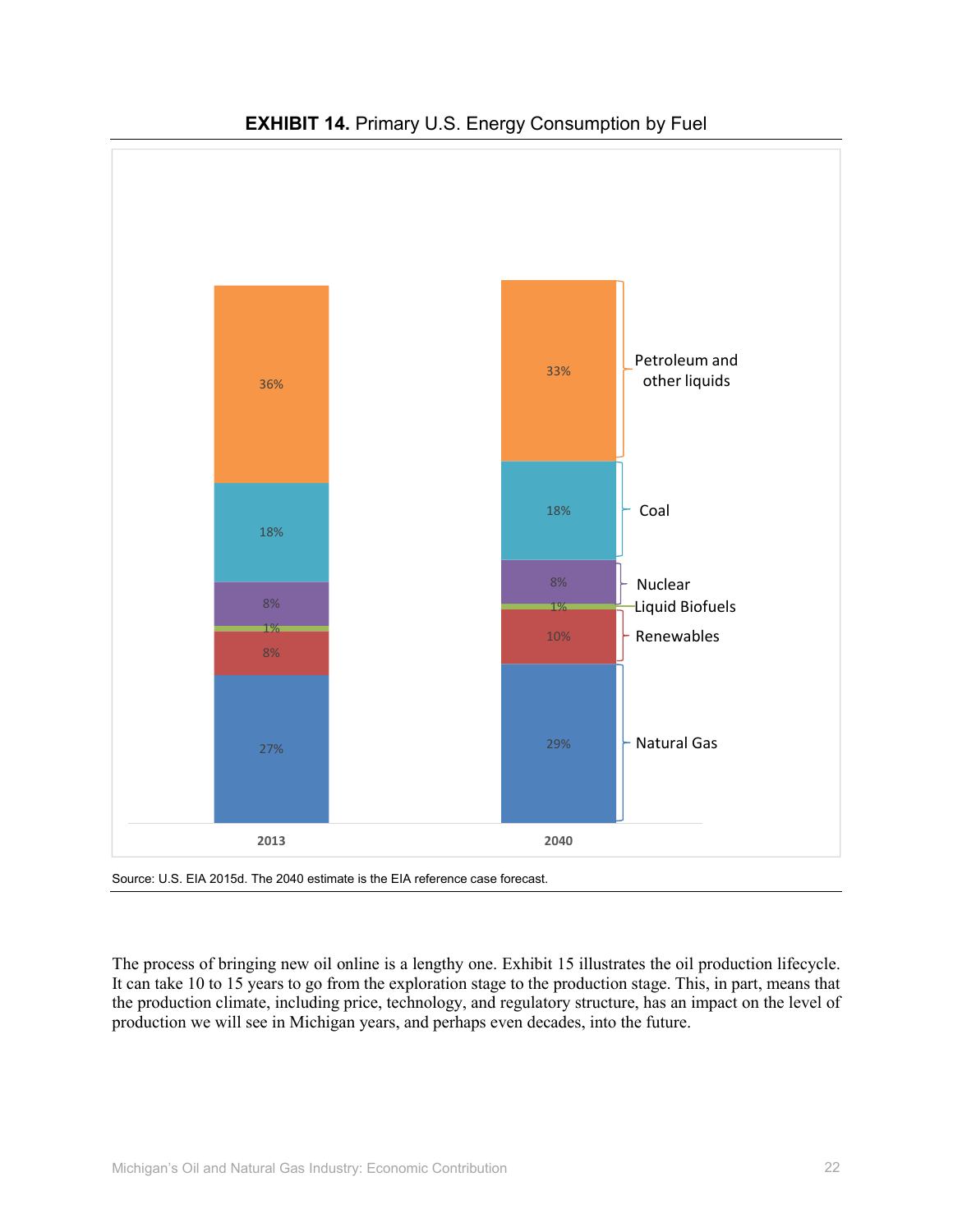**EXHIBIT 14.** Primary U.S. Energy Consumption by Fuel

| Fuel | 2013 | 2040 |
| --- | --- | --- |
| Petroleum and other liquids | 36% | 33% |
| Coal | 18% | 18% |
| Nuclear | 8% | 8% |
| Liquid Biofuels | 1% | 1% |
| Renewables | 8% | 10% |
| Natural Gas | 27% | 29% |

Source: U.S. EIA 2015d. The 2040 estimate is the EIA reference case forecast.

The process of bringing new oil online is a lengthy one. Exhibit 15 illustrates the oil production lifecycle. It can take 10 to 15 years to go from the exploration stage to the production stage. This, in part, means that the production climate, including price, technology, and regulatory structure, has an impact on the level of production we will see in Michigan years, and perhaps even decades, into the future.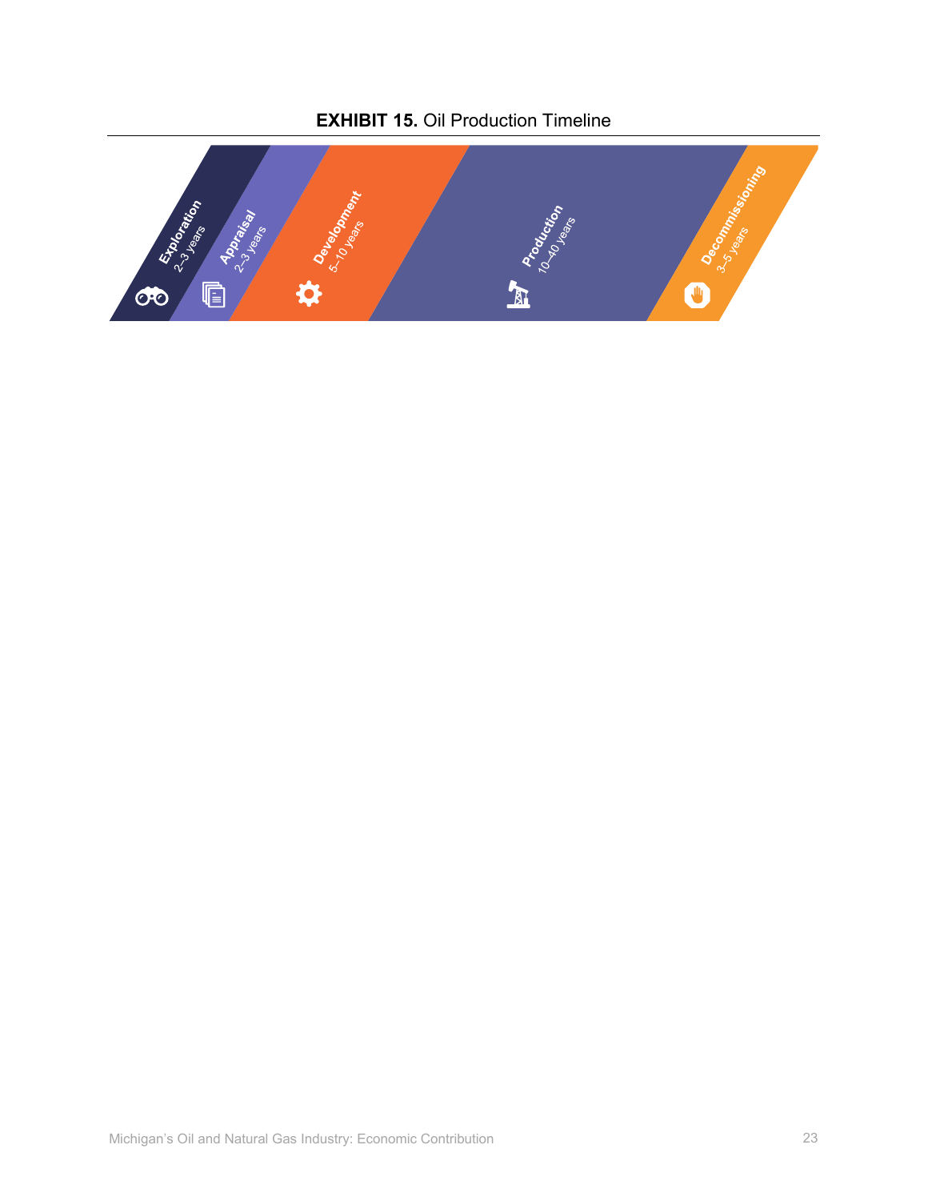**EXHIBIT 15.** Oil Production Timeline

**Exploration**
2–3 years

**Appraisal**
2–3 years

**Development**
5–10 years

**Production**
10–40 years

**Decommissioning**
3–5 years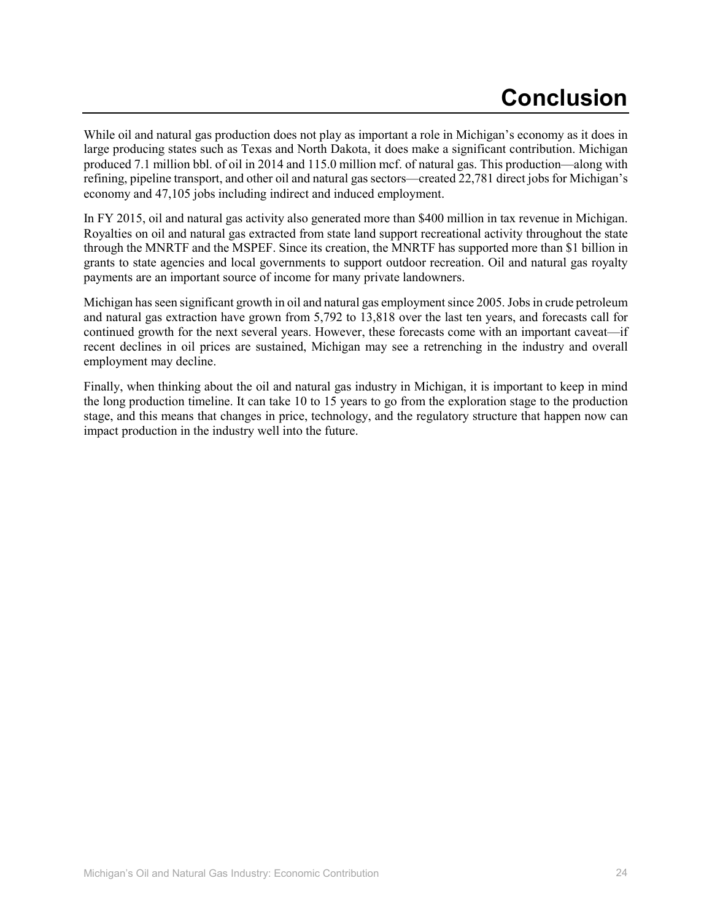# Conclusion

While oil and natural gas production does not play as important a role in Michigan's economy as it does in large producing states such as Texas and North Dakota, it does make a significant contribution. Michigan produced 7.1 million bbl. of oil in 2014 and 115.0 million mcf. of natural gas. This production—along with refining, pipeline transport, and other oil and natural gas sectors—created 22,781 direct jobs for Michigan's economy and 47,105 jobs including indirect and induced employment.

In FY 2015, oil and natural gas activity also generated more than $400 million in tax revenue in Michigan. Royalties on oil and natural gas extracted from state land support recreational activity throughout the state through the MNRTF and the MSPEF. Since its creation, the MNRTF has supported more than $1 billion in grants to state agencies and local governments to support outdoor recreation. Oil and natural gas royalty payments are an important source of income for many private landowners.

Michigan has seen significant growth in oil and natural gas employment since 2005. Jobs in crude petroleum and natural gas extraction have grown from 5,792 to 13,818 over the last ten years, and forecasts call for continued growth for the next several years. However, these forecasts come with an important caveat—if recent declines in oil prices are sustained, Michigan may see a retrenching in the industry and overall employment may decline.

Finally, when thinking about the oil and natural gas industry in Michigan, it is important to keep in mind the long production timeline. It can take 10 to 15 years to go from the exploration stage to the production stage, and this means that changes in price, technology, and the regulatory structure that happen now can impact production in the industry well into the future.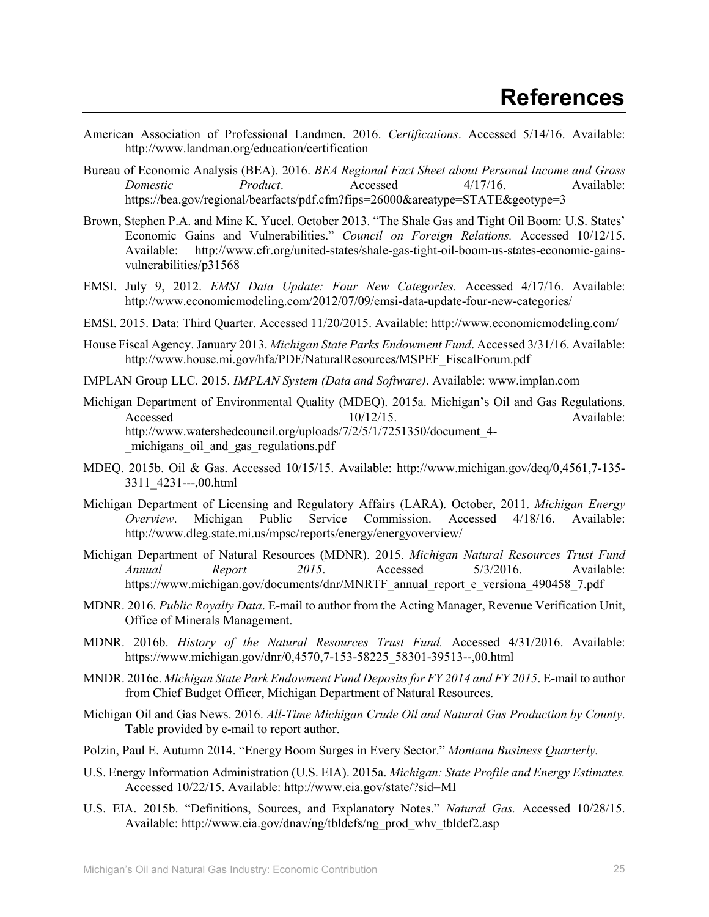# References

American Association of Professional Landmen. 2016. *Certifications*. Accessed 5/14/16. Available: http://www.landman.org/education/certification

Bureau of Economic Analysis (BEA). 2016. *BEA Regional Fact Sheet about Personal Income and Gross Domestic Product*. Accessed 4/17/16. Available: https://bea.gov/regional/bearfacts/pdf.cfm?fips=26000&areatype=STATE&geotype=3

Brown, Stephen P.A. and Mine K. Yucel. October 2013. "The Shale Gas and Tight Oil Boom: U.S. States' Economic Gains and Vulnerabilities." *Council on Foreign Relations.* Accessed 10/12/15. Available: http://www.cfr.org/united-states/shale-gas-tight-oil-boom-us-states-economic-gains-vulnerabilities/p31568

EMSI. July 9, 2012. *EMSI Data Update: Four New Categories.* Accessed 4/17/16. Available: http://www.economicmodeling.com/2012/07/09/emsi-data-update-four-new-categories/

EMSI. 2015. Data: Third Quarter. Accessed 11/20/2015. Available: http://www.economicmodeling.com/

House Fiscal Agency. January 2013. *Michigan State Parks Endowment Fund*. Accessed 3/31/16. Available: http://www.house.mi.gov/hfa/PDF/NaturalResources/MSPEF_FiscalForum.pdf

IMPLAN Group LLC. 2015. *IMPLAN System (Data and Software)*. Available: www.implan.com

Michigan Department of Environmental Quality (MDEQ). 2015a. Michigan's Oil and Gas Regulations. Accessed 10/12/15. Available: http://www.watershedcouncil.org/uploads/7/2/5/1/7251350/document_4-_michigans_oil_and_gas_regulations.pdf

MDEQ. 2015b. Oil & Gas. Accessed 10/15/15. Available: http://www.michigan.gov/deq/0,4561,7-135-3311_4231---,00.html

Michigan Department of Licensing and Regulatory Affairs (LARA). October, 2011. *Michigan Energy Overview*. Michigan Public Service Commission. Accessed 4/18/16. Available: http://www.dleg.state.mi.us/mpsc/reports/energy/energyoverview/

Michigan Department of Natural Resources (MDNR). 2015. *Michigan Natural Resources Trust Fund Annual Report 2015*. Accessed 5/3/2016. Available: https://www.michigan.gov/documents/dnr/MNRTF_annual_report_e_versiona_490458_7.pdf

MDNR. 2016. *Public Royalty Data*. E-mail to author from the Acting Manager, Revenue Verification Unit, Office of Minerals Management.

MDNR. 2016b. *History of the Natural Resources Trust Fund.* Accessed 4/31/2016. Available: https://www.michigan.gov/dnr/0,4570,7-153-58225_58301-39513--,00.html

MNDR. 2016c. *Michigan State Park Endowment Fund Deposits for FY 2014 and FY 2015*. E-mail to author from Chief Budget Officer, Michigan Department of Natural Resources.

Michigan Oil and Gas News. 2016. *All-Time Michigan Crude Oil and Natural Gas Production by County*. Table provided by e-mail to report author.

Polzin, Paul E. Autumn 2014. "Energy Boom Surges in Every Sector." *Montana Business Quarterly.*

U.S. Energy Information Administration (U.S. EIA). 2015a. *Michigan: State Profile and Energy Estimates.* Accessed 10/22/15. Available: http://www.eia.gov/state/?sid=MI

U.S. EIA. 2015b. "Definitions, Sources, and Explanatory Notes." *Natural Gas.* Accessed 10/28/15. Available: http://www.eia.gov/dnav/ng/tbldefs/ng_prod_whv_tbldef2.asp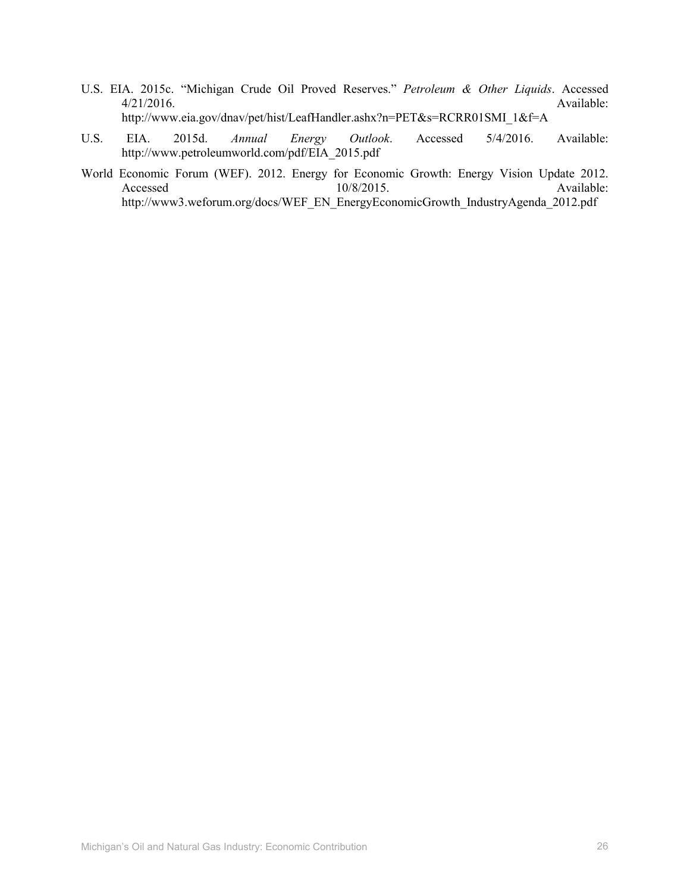U.S. EIA. 2015c. "Michigan Crude Oil Proved Reserves." *Petroleum & Other Liquids*. Accessed 4/21/2016. Available: http://www.eia.gov/dnav/pet/hist/LeafHandler.ashx?n=PET&s=RCRR01SMI_1&f=A

U.S. EIA. 2015d. *Annual Energy Outlook*. Accessed 5/4/2016. Available: http://www.petroleumworld.com/pdf/EIA_2015.pdf

World Economic Forum (WEF). 2012. Energy for Economic Growth: Energy Vision Update 2012. Accessed 10/8/2015. Available: http://www3.weforum.org/docs/WEF_EN_EnergyEconomicGrowth_IndustryAgenda_2012.pdf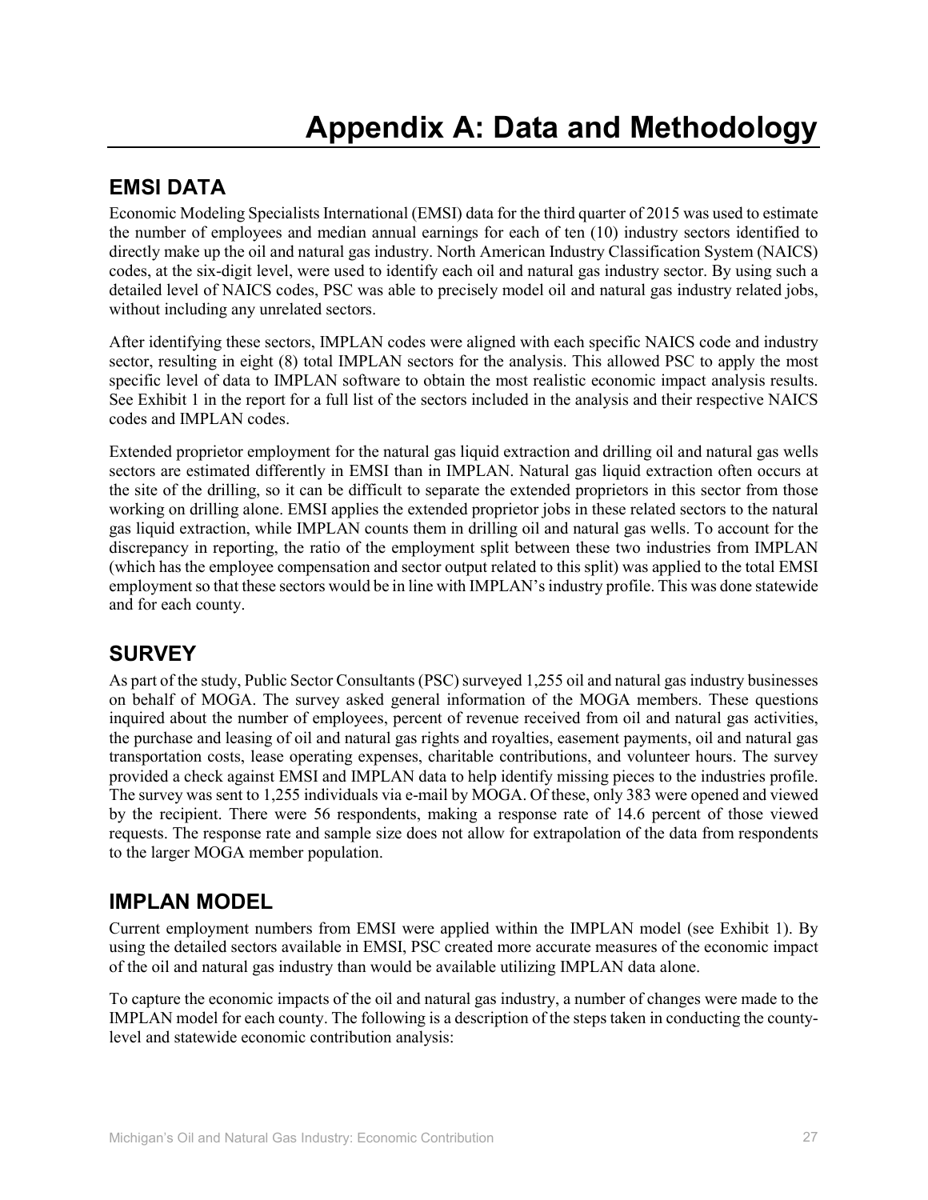# Appendix A: Data and Methodology

## EMSI DATA

Economic Modeling Specialists International (EMSI) data for the third quarter of 2015 was used to estimate the number of employees and median annual earnings for each of ten (10) industry sectors identified to directly make up the oil and natural gas industry. North American Industry Classification System (NAICS) codes, at the six-digit level, were used to identify each oil and natural gas industry sector. By using such a detailed level of NAICS codes, PSC was able to precisely model oil and natural gas industry related jobs, without including any unrelated sectors.

After identifying these sectors, IMPLAN codes were aligned with each specific NAICS code and industry sector, resulting in eight (8) total IMPLAN sectors for the analysis. This allowed PSC to apply the most specific level of data to IMPLAN software to obtain the most realistic economic impact analysis results. See Exhibit 1 in the report for a full list of the sectors included in the analysis and their respective NAICS codes and IMPLAN codes.

Extended proprietor employment for the natural gas liquid extraction and drilling oil and natural gas wells sectors are estimated differently in EMSI than in IMPLAN. Natural gas liquid extraction often occurs at the site of the drilling, so it can be difficult to separate the extended proprietors in this sector from those working on drilling alone. EMSI applies the extended proprietor jobs in these related sectors to the natural gas liquid extraction, while IMPLAN counts them in drilling oil and natural gas wells. To account for the discrepancy in reporting, the ratio of the employment split between these two industries from IMPLAN (which has the employee compensation and sector output related to this split) was applied to the total EMSI employment so that these sectors would be in line with IMPLAN's industry profile. This was done statewide and for each county.

## SURVEY

As part of the study, Public Sector Consultants (PSC) surveyed 1,255 oil and natural gas industry businesses on behalf of MOGA. The survey asked general information of the MOGA members. These questions inquired about the number of employees, percent of revenue received from oil and natural gas activities, the purchase and leasing of oil and natural gas rights and royalties, easement payments, oil and natural gas transportation costs, lease operating expenses, charitable contributions, and volunteer hours. The survey provided a check against EMSI and IMPLAN data to help identify missing pieces to the industries profile. The survey was sent to 1,255 individuals via e-mail by MOGA. Of these, only 383 were opened and viewed by the recipient. There were 56 respondents, making a response rate of 14.6 percent of those viewed requests. The response rate and sample size does not allow for extrapolation of the data from respondents to the larger MOGA member population.

## IMPLAN MODEL

Current employment numbers from EMSI were applied within the IMPLAN model (see Exhibit 1). By using the detailed sectors available in EMSI, PSC created more accurate measures of the economic impact of the oil and natural gas industry than would be available utilizing IMPLAN data alone.

To capture the economic impacts of the oil and natural gas industry, a number of changes were made to the IMPLAN model for each county. The following is a description of the steps taken in conducting the county-level and statewide economic contribution analysis: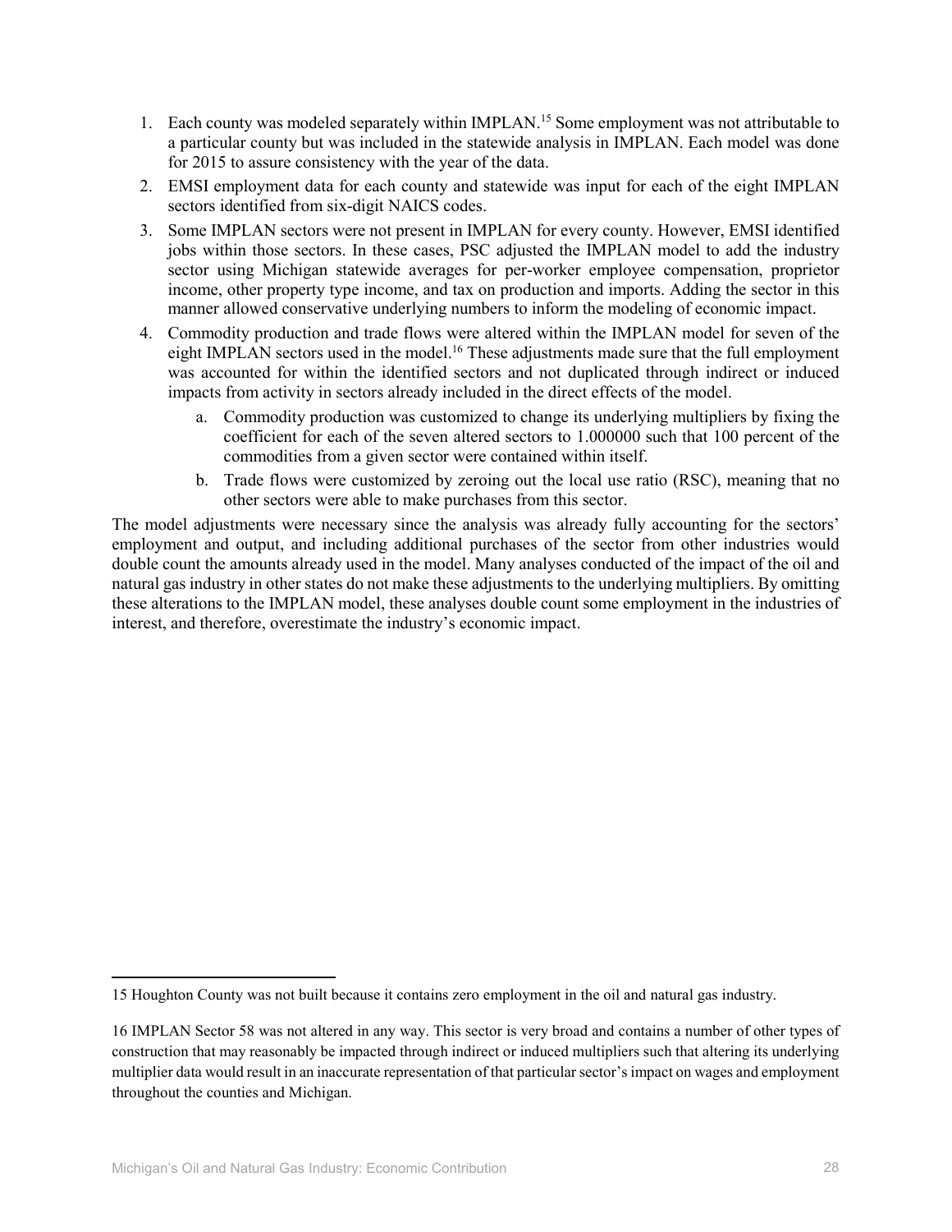1. Each county was modeled separately within IMPLAN.[15] Some employment was not attributable to a particular county but was included in the statewide analysis in IMPLAN. Each model was done for 2015 to assure consistency with the year of the data.
2. EMSI employment data for each county and statewide was input for each of the eight IMPLAN sectors identified from six-digit NAICS codes.
3. Some IMPLAN sectors were not present in IMPLAN for every county. However, EMSI identified jobs within those sectors. In these cases, PSC adjusted the IMPLAN model to add the industry sector using Michigan statewide averages for per-worker employee compensation, proprietor income, other property type income, and tax on production and imports. Adding the sector in this manner allowed conservative underlying numbers to inform the modeling of economic impact.
4. Commodity production and trade flows were altered within the IMPLAN model for seven of the eight IMPLAN sectors used in the model.[16] These adjustments made sure that the full employment was accounted for within the identified sectors and not duplicated through indirect or induced impacts from activity in sectors already included in the direct effects of the model.
   a. Commodity production was customized to change its underlying multipliers by fixing the coefficient for each of the seven altered sectors to 1.000000 such that 100 percent of the commodities from a given sector were contained within itself.
   b. Trade flows were customized by zeroing out the local use ratio (RSC), meaning that no other sectors were able to make purchases from this sector.

The model adjustments were necessary since the analysis was already fully accounting for the sectors' employment and output, and including additional purchases of the sector from other industries would double count the amounts already used in the model. Many analyses conducted of the impact of the oil and natural gas industry in other states do not make these adjustments to the underlying multipliers. By omitting these alterations to the IMPLAN model, these analyses double count some employment in the industries of interest, and therefore, overestimate the industry's economic impact.

---

15 Houghton County was not built because it contains zero employment in the oil and natural gas industry.

16 IMPLAN Sector 58 was not altered in any way. This sector is very broad and contains a number of other types of construction that may reasonably be impacted through indirect or induced multipliers such that altering its underlying multiplier data would result in an inaccurate representation of that particular sector's impact on wages and employment throughout the counties and Michigan.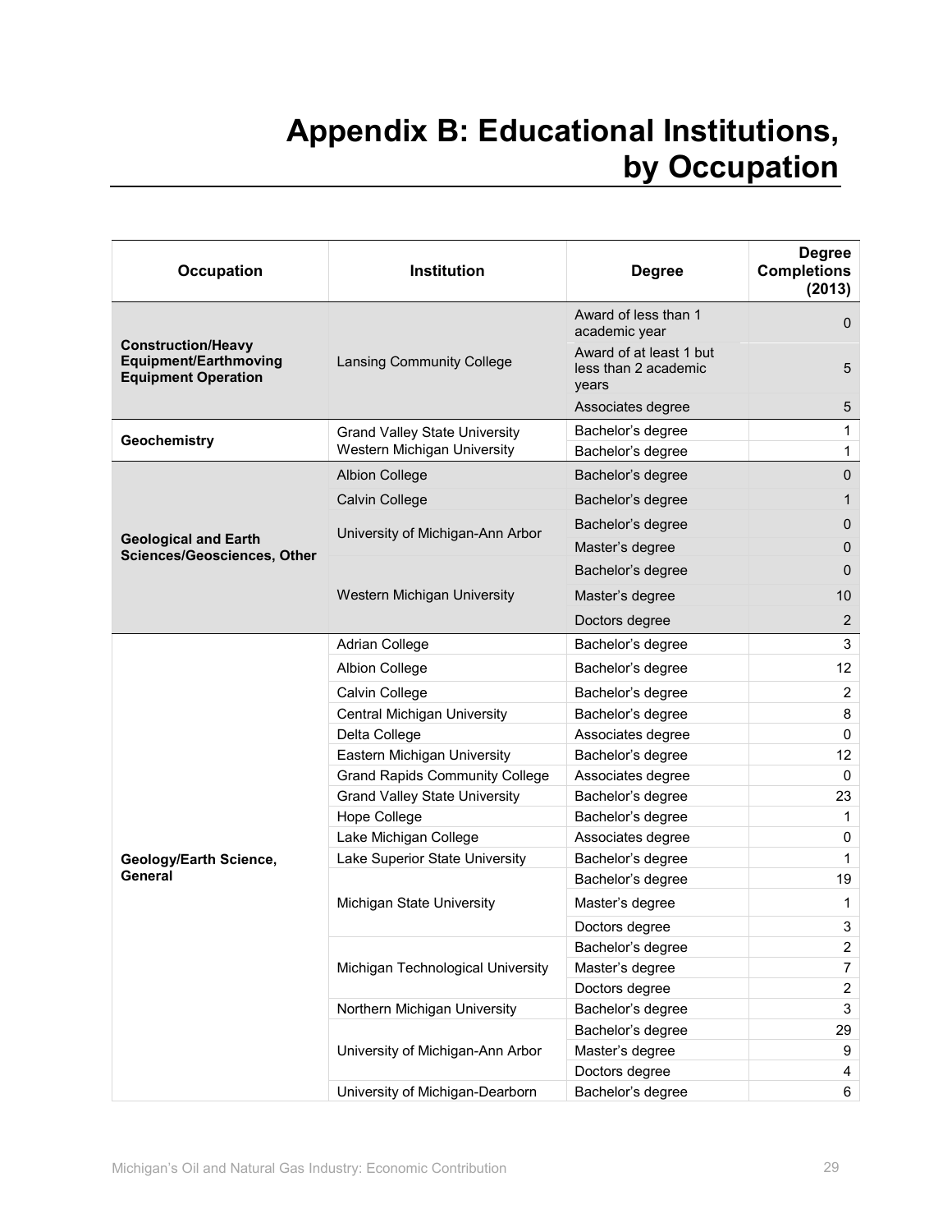# Appendix B: Educational Institutions, by Occupation

| Occupation | Institution | Degree | Degree Completions (2013) |
|---|---|---|---|
| **Construction/Heavy Equipment/Earthmoving Equipment Operation** | Lansing Community College | Award of less than 1 academic year | 0 |
| | | Award of at least 1 but less than 2 academic years | 5 |
| | | Associates degree | 5 |
| **Geochemistry** | Grand Valley State University | Bachelor's degree | 1 |
| | Western Michigan University | Bachelor's degree | 1 |
| **Geological and Earth Sciences/Geosciences, Other** | Albion College | Bachelor's degree | 0 |
| | Calvin College | Bachelor's degree | 1 |
| | University of Michigan-Ann Arbor | Bachelor's degree | 0 |
| | | Master's degree | 0 |
| | Western Michigan University | Bachelor's degree | 0 |
| | | Master's degree | 10 |
| | | Doctors degree | 2 |
| **Geology/Earth Science, General** | Adrian College | Bachelor's degree | 3 |
| | Albion College | Bachelor's degree | 12 |
| | Calvin College | Bachelor's degree | 2 |
| | Central Michigan University | Bachelor's degree | 8 |
| | Delta College | Associates degree | 0 |
| | Eastern Michigan University | Bachelor's degree | 12 |
| | Grand Rapids Community College | Associates degree | 0 |
| | Grand Valley State University | Bachelor's degree | 23 |
| | Hope College | Bachelor's degree | 1 |
| | Lake Michigan College | Associates degree | 0 |
| | Lake Superior State University | Bachelor's degree | 1 |
| | Michigan State University | Bachelor's degree | 19 |
| | | Master's degree | 1 |
| | | Doctors degree | 3 |
| | Michigan Technological University | Bachelor's degree | 2 |
| | | Master's degree | 7 |
| | | Doctors degree | 2 |
| | Northern Michigan University | Bachelor's degree | 3 |
| | University of Michigan-Ann Arbor | Bachelor's degree | 29 |
| | | Master's degree | 9 |
| | | Doctors degree | 4 |
| | University of Michigan-Dearborn | Bachelor's degree | 6 |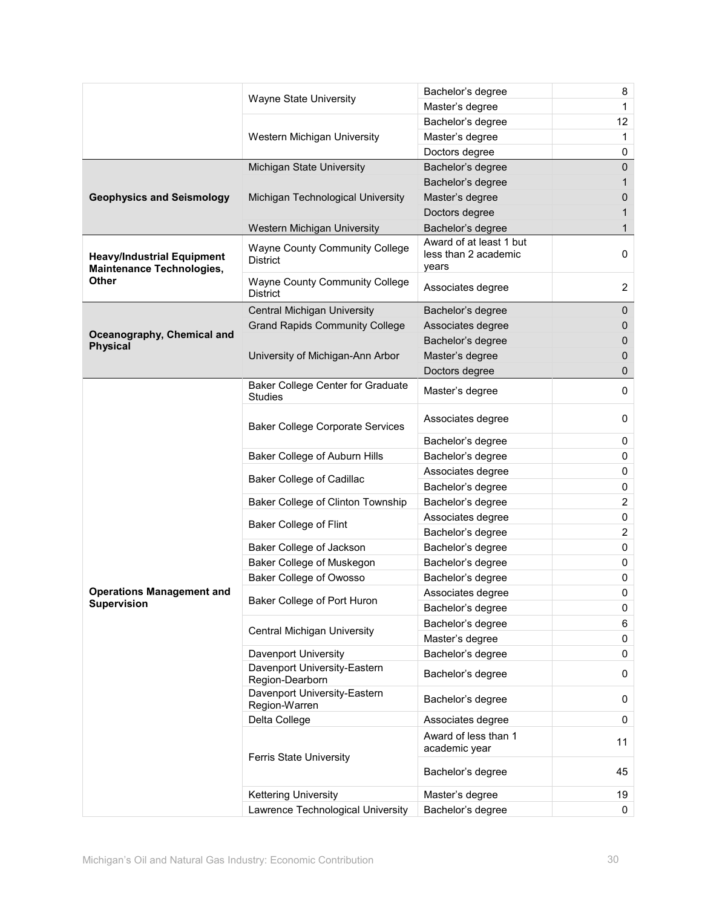| | | | |
|---|---|---|---|
| | Wayne State University | Bachelor's degree | 8 |
| | | Master's degree | 1 |
| | Western Michigan University | Bachelor's degree | 12 |
| | | Master's degree | 1 |
| | | Doctors degree | 0 |
| **Geophysics and Seismology** | Michigan State University | Bachelor's degree | 0 |
| | Michigan Technological University | Bachelor's degree | 1 |
| | | Master's degree | 0 |
| | | Doctors degree | 1 |
| | Western Michigan University | Bachelor's degree | 1 |
| **Heavy/Industrial Equipment Maintenance Technologies, Other** | Wayne County Community College District | Award of at least 1 but less than 2 academic years | 0 |
| | Wayne County Community College District | Associates degree | 2 |
| **Oceanography, Chemical and Physical** | Central Michigan University | Bachelor's degree | 0 |
| | Grand Rapids Community College | Associates degree | 0 |
| | University of Michigan-Ann Arbor | Bachelor's degree | 0 |
| | | Master's degree | 0 |
| | | Doctors degree | 0 |
| **Operations Management and Supervision** | Baker College Center for Graduate Studies | Master's degree | 0 |
| | Baker College Corporate Services | Associates degree | 0 |
| | | Bachelor's degree | 0 |
| | Baker College of Auburn Hills | Bachelor's degree | 0 |
| | Baker College of Cadillac | Associates degree | 0 |
| | | Bachelor's degree | 0 |
| | Baker College of Clinton Township | Bachelor's degree | 2 |
| | Baker College of Flint | Associates degree | 0 |
| | | Bachelor's degree | 2 |
| | Baker College of Jackson | Bachelor's degree | 0 |
| | Baker College of Muskegon | Bachelor's degree | 0 |
| | Baker College of Owosso | Bachelor's degree | 0 |
| | Baker College of Port Huron | Associates degree | 0 |
| | | Bachelor's degree | 0 |
| | Central Michigan University | Bachelor's degree | 6 |
| | | Master's degree | 0 |
| | Davenport University | Bachelor's degree | 0 |
| | Davenport University-Eastern Region-Dearborn | Bachelor's degree | 0 |
| | Davenport University-Eastern Region-Warren | Bachelor's degree | 0 |
| | Delta College | Associates degree | 0 |
| | Ferris State University | Award of less than 1 academic year | 11 |
| | | Bachelor's degree | 45 |
| | Kettering University | Master's degree | 19 |
| | Lawrence Technological University | Bachelor's degree | 0 |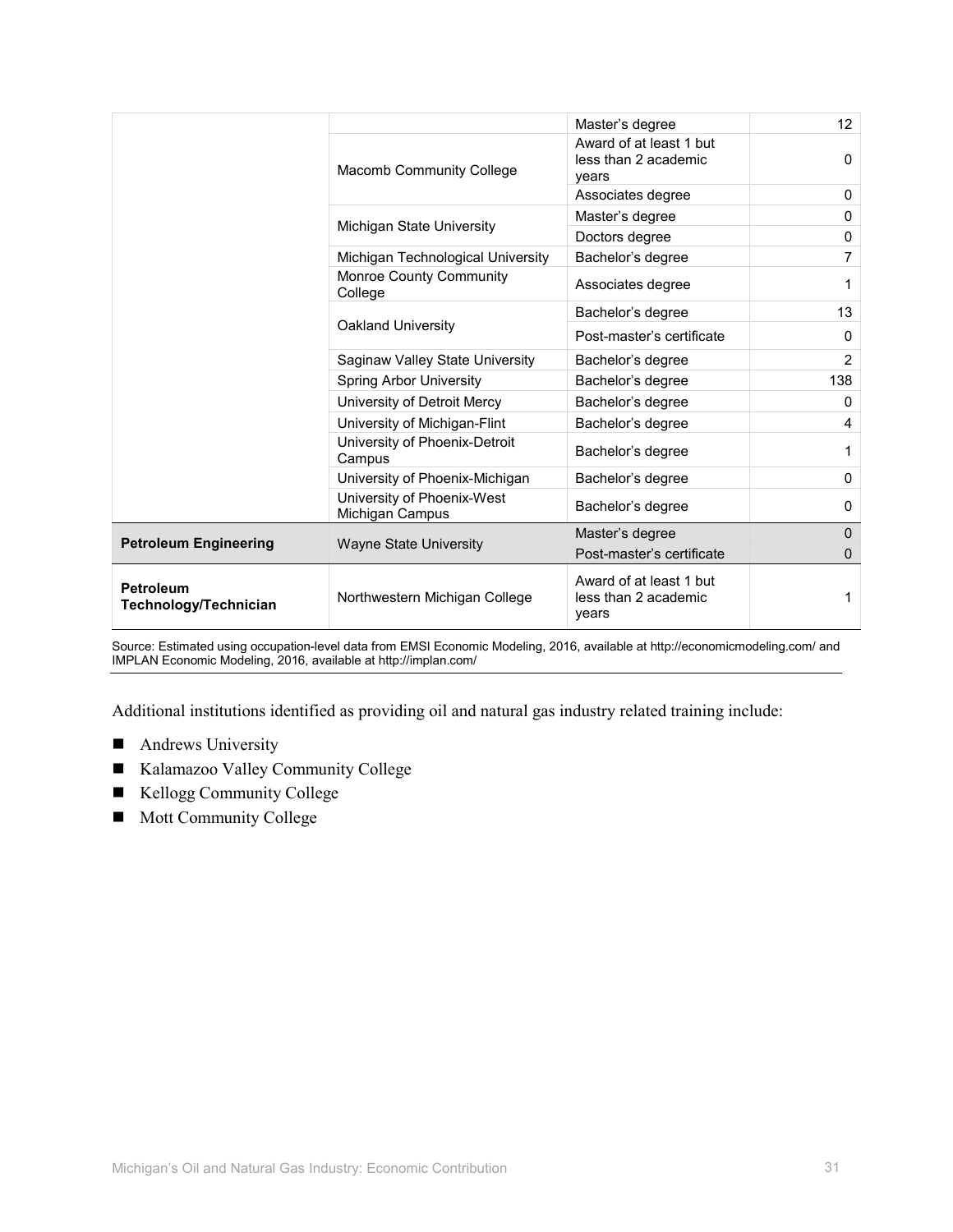| | | | |
|---|---|---|---|
| | | Master's degree | 12 |
| | Macomb Community College | Award of at least 1 but less than 2 academic years | 0 |
| | | Associates degree | 0 |
| | Michigan State University | Master's degree | 0 |
| | | Doctors degree | 0 |
| | Michigan Technological University | Bachelor's degree | 7 |
| | Monroe County Community College | Associates degree | 1 |
| | Oakland University | Bachelor's degree | 13 |
| | | Post-master's certificate | 0 |
| | Saginaw Valley State University | Bachelor's degree | 2 |
| | Spring Arbor University | Bachelor's degree | 138 |
| | University of Detroit Mercy | Bachelor's degree | 0 |
| | University of Michigan-Flint | Bachelor's degree | 4 |
| | University of Phoenix-Detroit Campus | Bachelor's degree | 1 |
| | University of Phoenix-Michigan | Bachelor's degree | 0 |
| | University of Phoenix-West Michigan Campus | Bachelor's degree | 0 |
| **Petroleum Engineering** | Wayne State University | Master's degree | 0 |
| | | Post-master's certificate | 0 |
| **Petroleum Technology/Technician** | Northwestern Michigan College | Award of at least 1 but less than 2 academic years | 1 |

Source: Estimated using occupation-level data from EMSI Economic Modeling, 2016, available at http://economicmodeling.com/ and IMPLAN Economic Modeling, 2016, available at http://implan.com/

Additional institutions identified as providing oil and natural gas industry related training include:

- Andrews University
- Kalamazoo Valley Community College
- Kellogg Community College
- Mott Community College